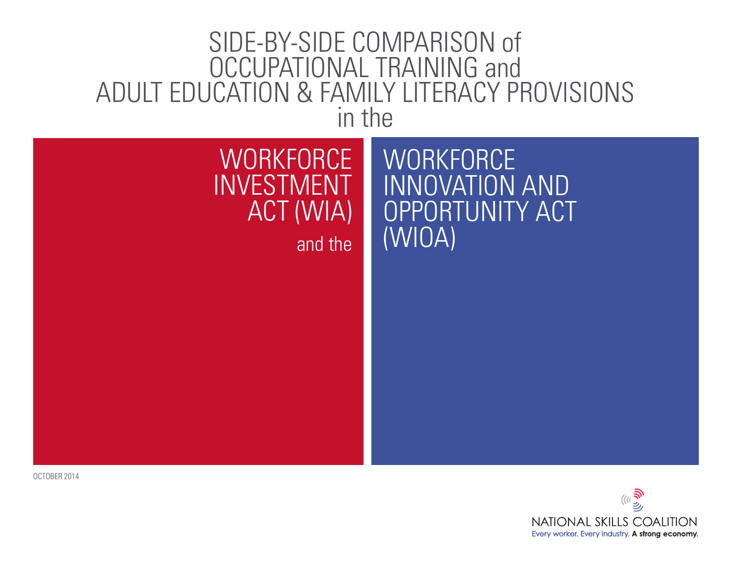# SIDE-BY-SIDE COMPARISON of OCCUPATIONAL TRAINING and ADULT EDUCATION & FAMILY LITERACY PROVISIONS in the

## WORKFORCE INVESTMENT ACT (WIA)

and the

## WORKFORCE INNOVATION AND OPPORTUNITY ACT (WIOA)

OCTOBER 2014

NATIONAL SKILLS COALITION

Every worker. Every industry. **A strong economy.**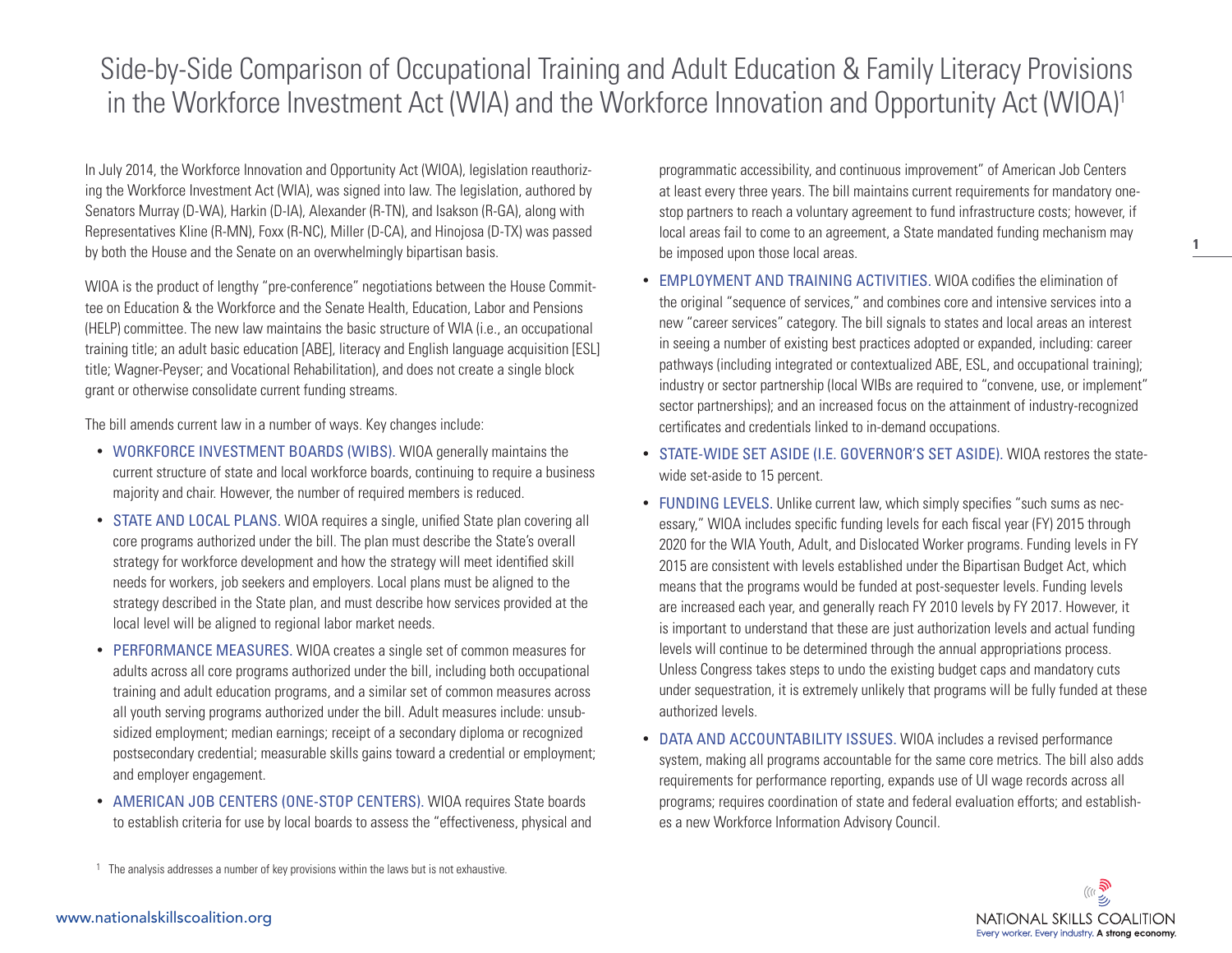# Side-by-Side Comparison of Occupational Training and Adult Education & Family Literacy Provisions in the Workforce Investment Act (WIA) and the Workforce Innovation and Opportunity Act (WIOA)[1]

In July 2014, the Workforce Innovation and Opportunity Act (WIOA), legislation reauthorizing the Workforce Investment Act (WIA), was signed into law. The legislation, authored by Senators Murray (D-WA), Harkin (D-IA), Alexander (R-TN), and Isakson (R-GA), along with Representatives Kline (R-MN), Foxx (R-NC), Miller (D-CA), and Hinojosa (D-TX) was passed by both the House and the Senate on an overwhelmingly bipartisan basis.

WIOA is the product of lengthy "pre-conference" negotiations between the House Committee on Education & the Workforce and the Senate Health, Education, Labor and Pensions (HELP) committee. The new law maintains the basic structure of WIA (i.e., an occupational training title; an adult basic education [ABE], literacy and English language acquisition [ESL] title; Wagner-Peyser; and Vocational Rehabilitation), and does not create a single block grant or otherwise consolidate current funding streams.

The bill amends current law in a number of ways. Key changes include:

- **WORKFORCE INVESTMENT BOARDS (WIBS).** WIOA generally maintains the current structure of state and local workforce boards, continuing to require a business majority and chair. However, the number of required members is reduced.
- **STATE AND LOCAL PLANS.** WIOA requires a single, unified State plan covering all core programs authorized under the bill. The plan must describe the State's overall strategy for workforce development and how the strategy will meet identified skill needs for workers, job seekers and employers. Local plans must be aligned to the strategy described in the State plan, and must describe how services provided at the local level will be aligned to regional labor market needs.
- **PERFORMANCE MEASURES.** WIOA creates a single set of common measures for adults across all core programs authorized under the bill, including both occupational training and adult education programs, and a similar set of common measures across all youth serving programs authorized under the bill. Adult measures include: unsubsidized employment; median earnings; receipt of a secondary diploma or recognized postsecondary credential; measurable skills gains toward a credential or employment; and employer engagement.
- **AMERICAN JOB CENTERS (ONE-STOP CENTERS).** WIOA requires State boards to establish criteria for use by local boards to assess the "effectiveness, physical and programmatic accessibility, and continuous improvement" of American Job Centers at least every three years. The bill maintains current requirements for mandatory one-stop partners to reach a voluntary agreement to fund infrastructure costs; however, if local areas fail to come to an agreement, a State mandated funding mechanism may be imposed upon those local areas.
- **EMPLOYMENT AND TRAINING ACTIVITIES.** WIOA codifies the elimination of the original "sequence of services," and combines core and intensive services into a new "career services" category. The bill signals to states and local areas an interest in seeing a number of existing best practices adopted or expanded, including: career pathways (including integrated or contextualized ABE, ESL, and occupational training); industry or sector partnership (local WIBs are required to "convene, use, or implement" sector partnerships); and an increased focus on the attainment of industry-recognized certificates and credentials linked to in-demand occupations.
- **STATE-WIDE SET ASIDE (I.E. GOVERNOR'S SET ASIDE).** WIOA restores the state-wide set-aside to 15 percent.
- **FUNDING LEVELS.** Unlike current law, which simply specifies "such sums as necessary," WIOA includes specific funding levels for each fiscal year (FY) 2015 through 2020 for the WIA Youth, Adult, and Dislocated Worker programs. Funding levels in FY 2015 are consistent with levels established under the Bipartisan Budget Act, which means that the programs would be funded at post-sequester levels. Funding levels are increased each year, and generally reach FY 2010 levels by FY 2017. However, it is important to understand that these are just authorization levels and actual funding levels will continue to be determined through the annual appropriations process. Unless Congress takes steps to undo the existing budget caps and mandatory cuts under sequestration, it is extremely unlikely that programs will be fully funded at these authorized levels.
- **DATA AND ACCOUNTABILITY ISSUES.** WIOA includes a revised performance system, making all programs accountable for the same core metrics. The bill also adds requirements for performance reporting, expands use of UI wage records across all programs; requires coordination of state and federal evaluation efforts; and establishes a new Workforce Information Advisory Council.

[1] The analysis addresses a number of key provisions within the laws but is not exhaustive.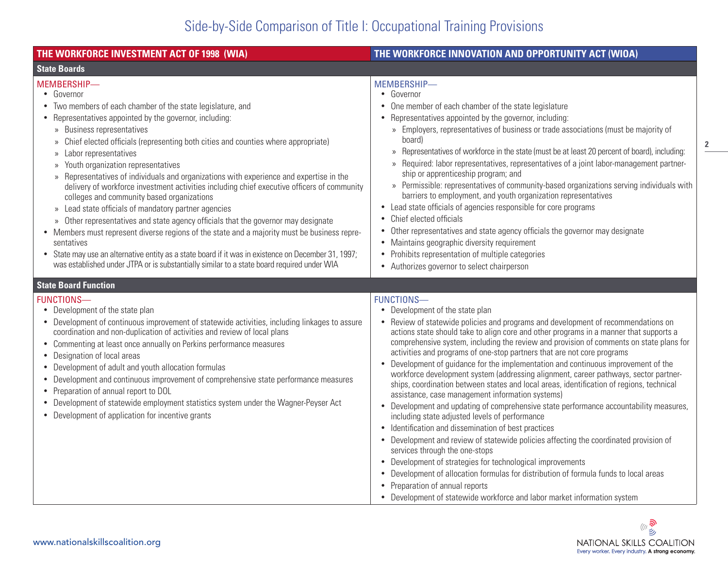# Side-by-Side Comparison of Title I: Occupational Training Provisions

| THE WORKFORCE INVESTMENT ACT OF 1998 (WIA) | THE WORKFORCE INNOVATION AND OPPORTUNITY ACT (WIOA) |
|---|---|
| **State Boards** | |
| MEMBERSHIP—<br>• Governor<br>• Two members of each chamber of the state legislature, and<br>• Representatives appointed by the governor, including:<br>» Business representatives<br>» Chief elected officials (representing both cities and counties where appropriate)<br>» Labor representatives<br>» Youth organization representatives<br>» Representatives of individuals and organizations with experience and expertise in the delivery of workforce investment activities including chief executive officers of community colleges and community based organizations<br>» Lead state officials of mandatory partner agencies<br>» Other representatives and state agency officials that the governor may designate<br>• Members must represent diverse regions of the state and a majority must be business representatives<br>• State may use an alternative entity as a state board if it was in existence on December 31, 1997; was established under JTPA or is substantially similar to a state board required under WIA | MEMBERSHIP—<br>• Governor<br>• One member of each chamber of the state legislature<br>• Representatives appointed by the governor, including:<br>» Employers, representatives of business or trade associations (must be majority of board)<br>» Representatives of workforce in the state (must be at least 20 percent of board), including:<br>» Required: labor representatives, representatives of a joint labor-management partnership or apprenticeship program; and<br>» Permissible: representatives of community-based organizations serving individuals with barriers to employment, and youth organization representatives<br>• Lead state officials of agencies responsible for core programs<br>• Chief elected officials<br>• Other representatives and state agency officials the governor may designate<br>• Maintains geographic diversity requirement<br>• Prohibits representation of multiple categories<br>• Authorizes governor to select chairperson |
| **State Board Function** | |
| FUNCTIONS—<br>• Development of the state plan<br>• Development of continuous improvement of statewide activities, including linkages to assure coordination and non-duplication of activities and review of local plans<br>• Commenting at least once annually on Perkins performance measures<br>• Designation of local areas<br>• Development of adult and youth allocation formulas<br>• Development and continuous improvement of comprehensive state performance measures<br>• Preparation of annual report to DOL<br>• Development of statewide employment statistics system under the Wagner-Peyser Act<br>• Development of application for incentive grants | FUNCTIONS—<br>• Development of the state plan<br>• Review of statewide policies and programs and development of recommendations on actions state should take to align core and other programs in a manner that supports a comprehensive system, including the review and provision of comments on state plans for activities and programs of one-stop partners that are not core programs<br>• Development of guidance for the implementation and continuous improvement of the workforce development system (addressing alignment, career pathways, sector partnerships, coordination between states and local areas, identification of regions, technical assistance, case management information systems)<br>• Development and updating of comprehensive state performance accountability measures, including state adjusted levels of performance<br>• Identification and dissemination of best practices<br>• Development and review of statewide policies affecting the coordinated provision of services through the one-stops<br>• Development of strategies for technological improvements<br>• Development of allocation formulas for distribution of formula funds to local areas<br>• Preparation of annual reports<br>• Development of statewide workforce and labor market information system |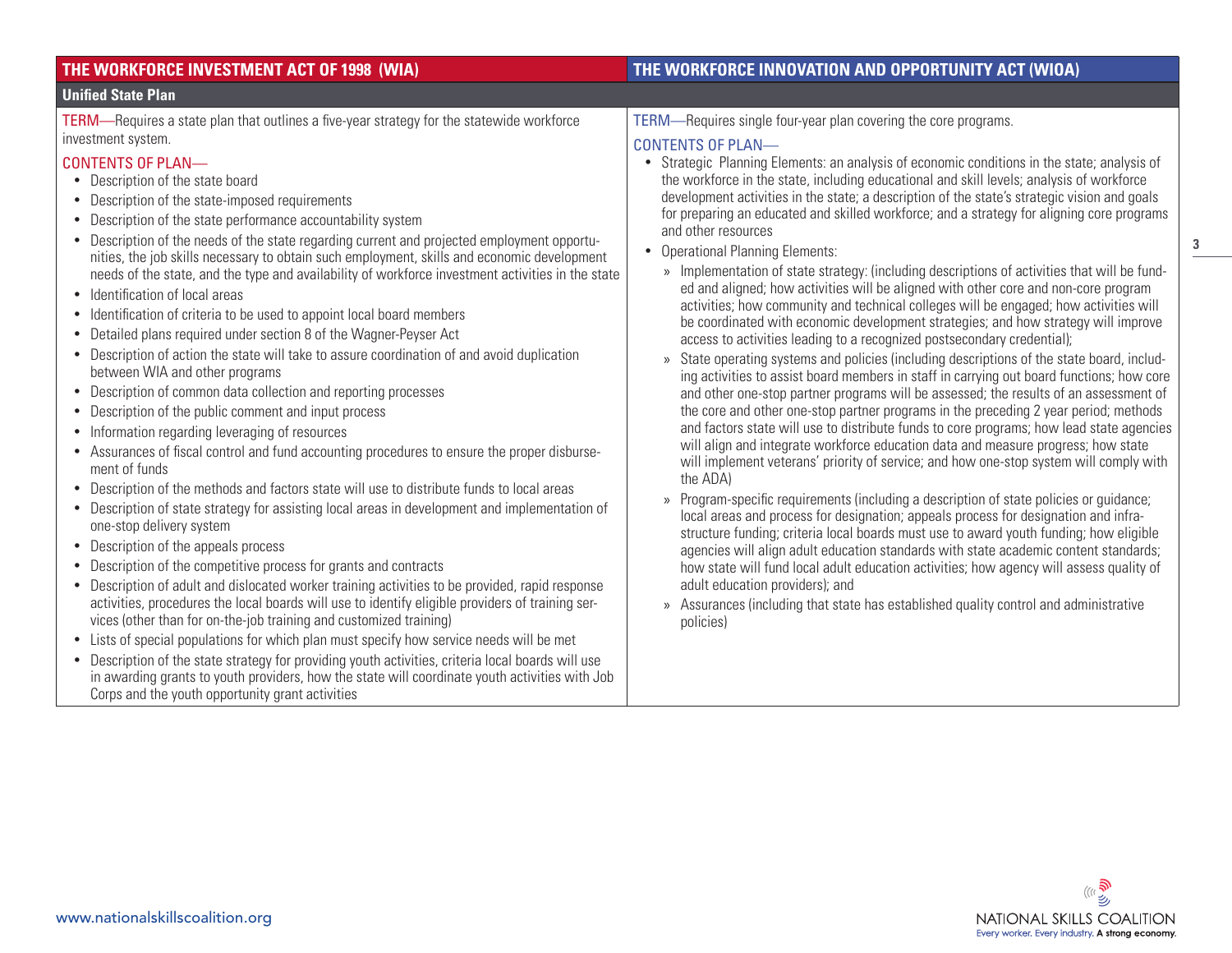| THE WORKFORCE INVESTMENT ACT OF 1998 (WIA) | THE WORKFORCE INNOVATION AND OPPORTUNITY ACT (WIOA) |
|---|---|
| **Unified State Plan** | |
| TERM—Requires a state plan that outlines a five-year strategy for the statewide workforce investment system.<br><br>CONTENTS OF PLAN—<br>• Description of the state board<br>• Description of the state-imposed requirements<br>• Description of the state performance accountability system<br>• Description of the needs of the state regarding current and projected employment opportunities, the job skills necessary to obtain such employment, skills and economic development needs of the state, and the type and availability of workforce investment activities in the state<br>• Identification of local areas<br>• Identification of criteria to be used to appoint local board members<br>• Detailed plans required under section 8 of the Wagner-Peyser Act<br>• Description of action the state will take to assure coordination of and avoid duplication between WIA and other programs<br>• Description of common data collection and reporting processes<br>• Description of the public comment and input process<br>• Information regarding leveraging of resources<br>• Assurances of fiscal control and fund accounting procedures to ensure the proper disbursement of funds<br>• Description of the methods and factors state will use to distribute funds to local areas<br>• Description of state strategy for assisting local areas in development and implementation of one-stop delivery system<br>• Description of the appeals process<br>• Description of the competitive process for grants and contracts<br>• Description of adult and dislocated worker training activities to be provided, rapid response activities, procedures the local boards will use to identify eligible providers of training services (other than for on-the-job training and customized training)<br>• Lists of special populations for which plan must specify how service needs will be met<br>• Description of the state strategy for providing youth activities, criteria local boards will use in awarding grants to youth providers, how the state will coordinate youth activities with Job Corps and the youth opportunity grant activities | TERM—Requires single four-year plan covering the core programs.<br><br>CONTENTS OF PLAN—<br>• Strategic Planning Elements: an analysis of economic conditions in the state; analysis of the workforce in the state, including educational and skill levels; analysis of workforce development activities in the state; a description of the state's strategic vision and goals for preparing an educated and skilled workforce; and a strategy for aligning core programs and other resources<br>• Operational Planning Elements:<br>» Implementation of state strategy: (including descriptions of activities that will be funded and aligned; how activities will be aligned with other core and non-core program activities; how community and technical colleges will be engaged; how activities will be coordinated with economic development strategies; and how strategy will improve access to activities leading to a recognized postsecondary credential);<br>» State operating systems and policies (including descriptions of the state board, including activities to assist board members in staff in carrying out board functions; how core and other one-stop partner programs will be assessed; the results of an assessment of the core and other one-stop partner programs in the preceding 2 year period; methods and factors state will use to distribute funds to core programs; how lead state agencies will align and integrate workforce education data and measure progress; how state will implement veterans' priority of service; and how one-stop system will comply with the ADA)<br>» Program-specific requirements (including a description of state policies or guidance; local areas and process for designation; appeals process for designation and infrastructure funding; criteria local boards must use to award youth funding; how eligible agencies will align adult education standards with state academic content standards; how state will fund local adult education activities; how agency will assess quality of adult education providers); and<br>» Assurances (including that state has established quality control and administrative policies) |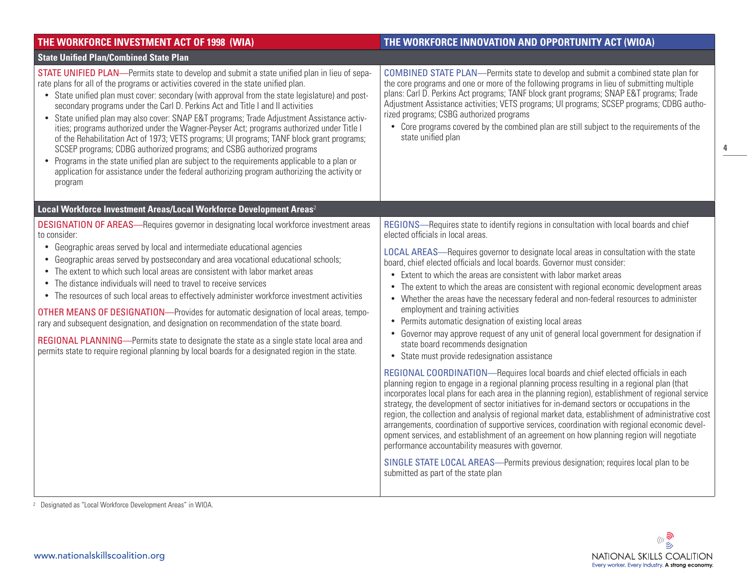| THE WORKFORCE INVESTMENT ACT OF 1998 (WIA) | THE WORKFORCE INNOVATION AND OPPORTUNITY ACT (WIOA) |
|---|---|
| **State Unified Plan/Combined State Plan** | |
| STATE UNIFIED PLAN—Permits state to develop and submit a state unified plan in lieu of separate plans for all of the programs or activities covered in the state unified plan.<br>• State unified plan must cover: secondary (with approval from the state legislature) and postsecondary programs under the Carl D. Perkins Act and Title I and II activities<br>• State unified plan may also cover: SNAP E&T programs; Trade Adjustment Assistance activities; programs authorized under the Wagner-Peyser Act; programs authorized under Title I of the Rehabilitation Act of 1973; VETS programs; UI programs; TANF block grant programs; SCSEP programs; CDBG authorized programs; and CSBG authorized programs<br>• Programs in the state unified plan are subject to the requirements applicable to a plan or application for assistance under the federal authorizing program authorizing the activity or program | COMBINED STATE PLAN—Permits state to develop and submit a combined state plan for the core programs and one or more of the following programs in lieu of submitting multiple plans: Carl D. Perkins Act programs; TANF block grant programs; SNAP E&T programs; Trade Adjustment Assistance activities; VETS programs; UI programs; SCSEP programs; CDBG authorized programs; CSBG authorized programs<br>• Core programs covered by the combined plan are still subject to the requirements of the state unified plan |
| **Local Workforce Investment Areas/Local Workforce Development Areas**[2] | |
| DESIGNATION OF AREAS—Requires governor in designating local workforce investment areas to consider:<br>• Geographic areas served by local and intermediate educational agencies<br>• Geographic areas served by postsecondary and area vocational educational schools;<br>• The extent to which such local areas are consistent with labor market areas<br>• The distance individuals will need to travel to receive services<br>• The resources of such local areas to effectively administer workforce investment activities<br><br>OTHER MEANS OF DESIGNATION—Provides for automatic designation of local areas, temporary and subsequent designation, and designation on recommendation of the state board.<br><br>REGIONAL PLANNING—Permits state to designate the state as a single state local area and permits state to require regional planning by local boards for a designated region in the state. | REGIONS—Requires state to identify regions in consultation with local boards and chief elected officials in local areas.<br><br>LOCAL AREAS—Requires governor to designate local areas in consultation with the state board, chief elected officials and local boards. Governor must consider:<br>• Extent to which the areas are consistent with labor market areas<br>• The extent to which the areas are consistent with regional economic development areas<br>• Whether the areas have the necessary federal and non-federal resources to administer employment and training activities<br>• Permits automatic designation of existing local areas<br>• Governor may approve request of any unit of general local government for designation if state board recommends designation<br>• State must provide redesignation assistance<br><br>REGIONAL COORDINATION—Requires local boards and chief elected officials in each planning region to engage in a regional planning process resulting in a regional plan (that incorporates local plans for each area in the planning region), establishment of regional service strategy, the development of sector initiatives for in-demand sectors or occupations in the region, the collection and analysis of regional market data, establishment of administrative cost arrangements, coordination of supportive services, coordination with regional economic development services, and establishment of an agreement on how planning region will negotiate performance accountability measures with governor.<br><br>SINGLE STATE LOCAL AREAS—Permits previous designation; requires local plan to be submitted as part of the state plan |

[2] Designated as "Local Workforce Development Areas" in WIOA.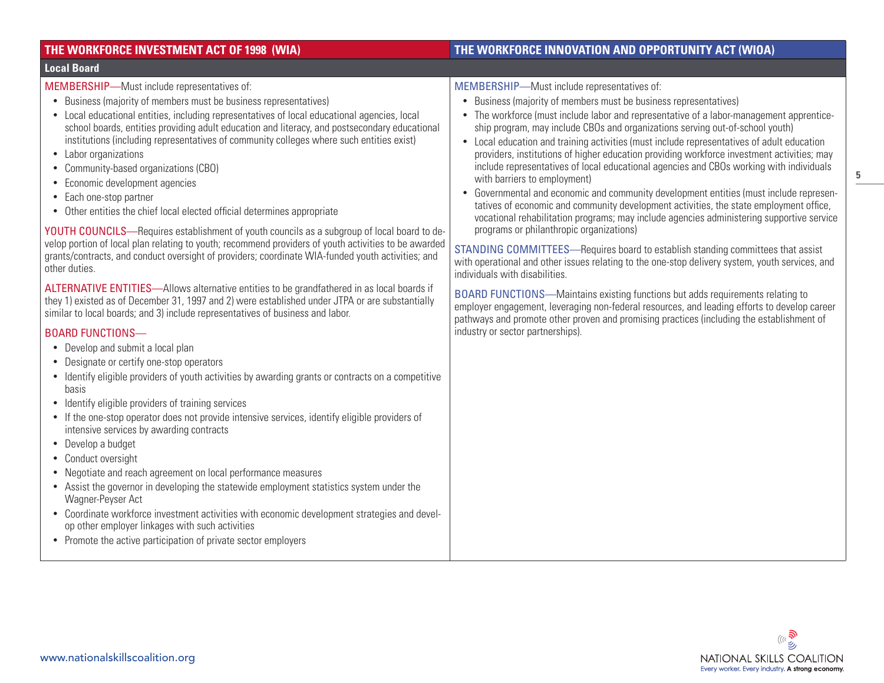| THE WORKFORCE INVESTMENT ACT OF 1998 (WIA) | THE WORKFORCE INNOVATION AND OPPORTUNITY ACT (WIOA) |
|---|---|
| **Local Board** | |
| MEMBERSHIP—Must include representatives of:<br>• Business (majority of members must be business representatives)<br>• Local educational entities, including representatives of local educational agencies, local school boards, entities providing adult education and literacy, and postsecondary educational institutions (including representatives of community colleges where such entities exist)<br>• Labor organizations<br>• Community-based organizations (CBO)<br>• Economic development agencies<br>• Each one-stop partner<br>• Other entities the chief local elected official determines appropriate<br><br>YOUTH COUNCILS—Requires establishment of youth councils as a subgroup of local board to develop portion of local plan relating to youth; recommend providers of youth activities to be awarded grants/contracts, and conduct oversight of providers; coordinate WIA-funded youth activities; and other duties.<br><br>ALTERNATIVE ENTITIES—Allows alternative entities to be grandfathered in as local boards if they 1) existed as of December 31, 1997 and 2) were established under JTPA or are substantially similar to local boards; and 3) include representatives of business and labor.<br><br>BOARD FUNCTIONS—<br>• Develop and submit a local plan<br>• Designate or certify one-stop operators<br>• Identify eligible providers of youth activities by awarding grants or contracts on a competitive basis<br>• Identify eligible providers of training services<br>• If the one-stop operator does not provide intensive services, identify eligible providers of intensive services by awarding contracts<br>• Develop a budget<br>• Conduct oversight<br>• Negotiate and reach agreement on local performance measures<br>• Assist the governor in developing the statewide employment statistics system under the Wagner-Peyser Act<br>• Coordinate workforce investment activities with economic development strategies and develop other employer linkages with such activities<br>• Promote the active participation of private sector employers | MEMBERSHIP—Must include representatives of:<br>• Business (majority of members must be business representatives)<br>• The workforce (must include labor and representative of a labor-management apprenticeship program, may include CBOs and organizations serving out-of-school youth)<br>• Local education and training activities (must include representatives of adult education providers, institutions of higher education providing workforce investment activities; may include representatives of local educational agencies and CBOs working with individuals with barriers to employment)<br>• Governmental and economic and community development entities (must include representatives of economic and community development activities, the state employment office, vocational rehabilitation programs; may include agencies administering supportive service programs or philanthropic organizations)<br><br>STANDING COMMITTEES—Requires board to establish standing committees that assist with operational and other issues relating to the one-stop delivery system, youth services, and individuals with disabilities.<br><br>BOARD FUNCTIONS—Maintains existing functions but adds requirements relating to employer engagement, leveraging non-federal resources, and leading efforts to develop career pathways and promote other proven and promising practices (including the establishment of industry or sector partnerships). |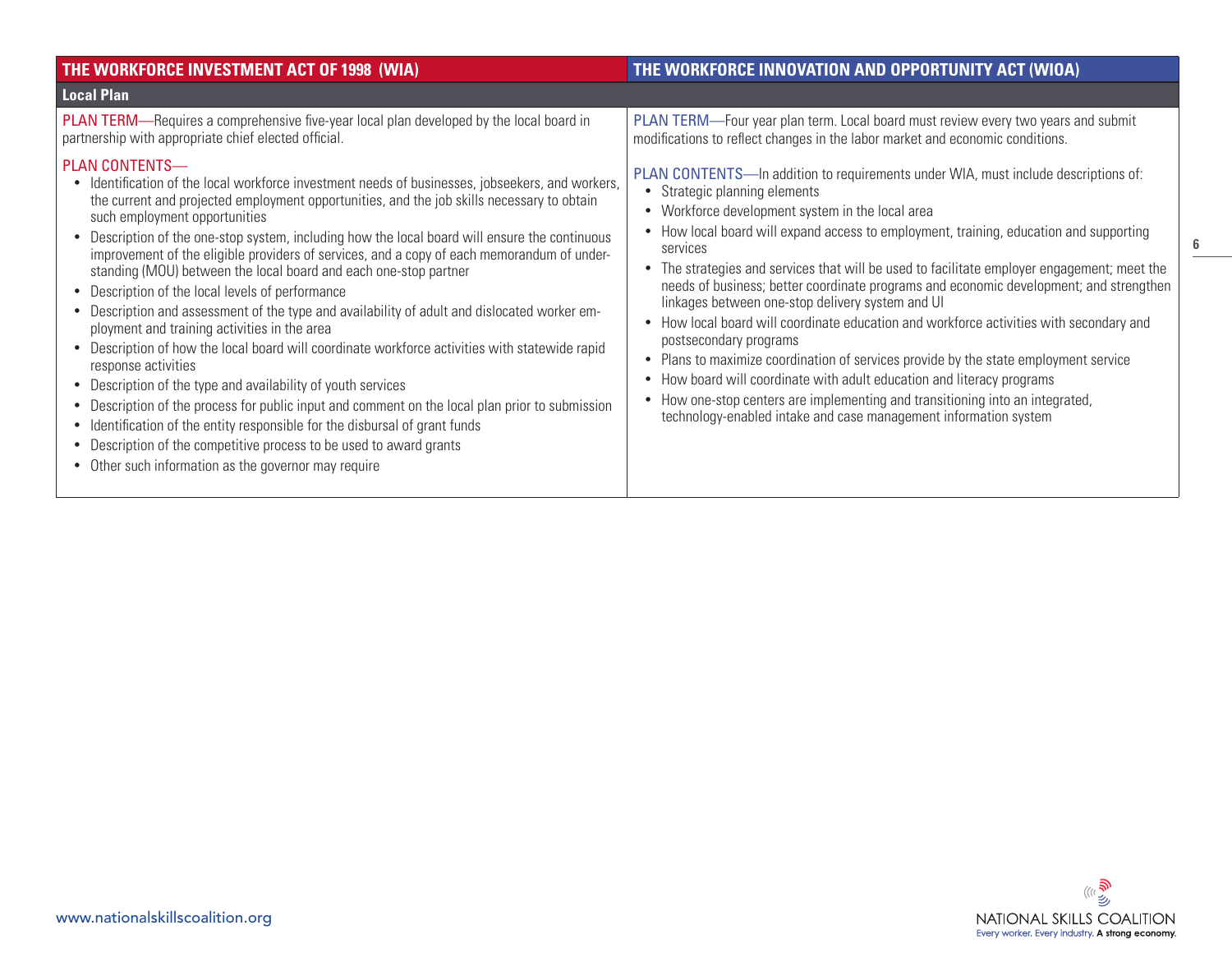| THE WORKFORCE INVESTMENT ACT OF 1998 (WIA) | THE WORKFORCE INNOVATION AND OPPORTUNITY ACT (WIOA) |
|---|---|
| **Local Plan** | |
| PLAN TERM—Requires a comprehensive five-year local plan developed by the local board in partnership with appropriate chief elected official.<br><br>PLAN CONTENTS—<br>• Identification of the local workforce investment needs of businesses, jobseekers, and workers, the current and projected employment opportunities, and the job skills necessary to obtain such employment opportunities<br>• Description of the one-stop system, including how the local board will ensure the continuous improvement of the eligible providers of services, and a copy of each memorandum of understanding (MOU) between the local board and each one-stop partner<br>• Description of the local levels of performance<br>• Description and assessment of the type and availability of adult and dislocated worker employment and training activities in the area<br>• Description of how the local board will coordinate workforce activities with statewide rapid response activities<br>• Description of the type and availability of youth services<br>• Description of the process for public input and comment on the local plan prior to submission<br>• Identification of the entity responsible for the disbursal of grant funds<br>• Description of the competitive process to be used to award grants<br>• Other such information as the governor may require | PLAN TERM—Four year plan term. Local board must review every two years and submit modifications to reflect changes in the labor market and economic conditions.<br><br>PLAN CONTENTS—In addition to requirements under WIA, must include descriptions of:<br>• Strategic planning elements<br>• Workforce development system in the local area<br>• How local board will expand access to employment, training, education and supporting services<br>• The strategies and services that will be used to facilitate employer engagement; meet the needs of business; better coordinate programs and economic development; and strengthen linkages between one-stop delivery system and UI<br>• How local board will coordinate education and workforce activities with secondary and postsecondary programs<br>• Plans to maximize coordination of services provide by the state employment service<br>• How board will coordinate with adult education and literacy programs<br>• How one-stop centers are implementing and transitioning into an integrated, technology-enabled intake and case management information system |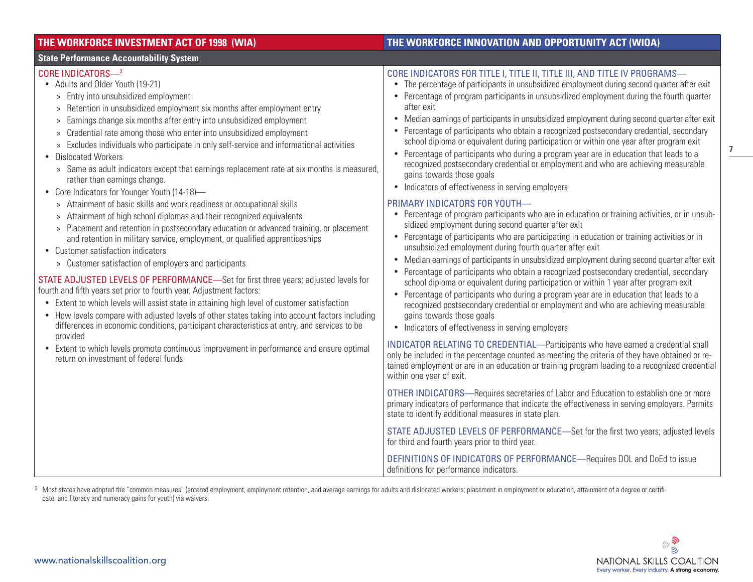| THE WORKFORCE INVESTMENT ACT OF 1998 (WIA) | THE WORKFORCE INNOVATION AND OPPORTUNITY ACT (WIOA) |
|---|---|
| **State Performance Accountability System** | |
| CORE INDICATORS—[3]<br>• Adults and Older Youth (19-21)<br>» Entry into unsubsidized employment<br>» Retention in unsubsidized employment six months after employment entry<br>» Earnings change six months after entry into unsubsidized employment<br>» Credential rate among those who enter into unsubsidized employment<br>» Excludes individuals who participate in only self-service and informational activities<br>• Dislocated Workers<br>» Same as adult indicators except that earnings replacement rate at six months is measured, rather than earnings change.<br>• Core Indicators for Younger Youth (14-18)—<br>» Attainment of basic skills and work readiness or occupational skills<br>» Attainment of high school diplomas and their recognized equivalents<br>» Placement and retention in postsecondary education or advanced training, or placement and retention in military service, employment, or qualified apprenticeships<br>• Customer satisfaction indicators<br>» Customer satisfaction of employers and participants<br><br>STATE ADJUSTED LEVELS OF PERFORMANCE—Set for first three years; adjusted levels for fourth and fifth years set prior to fourth year. Adjustment factors:<br>• Extent to which levels will assist state in attaining high level of customer satisfaction<br>• How levels compare with adjusted levels of other states taking into account factors including differences in economic conditions, participant characteristics at entry, and services to be provided<br>• Extent to which levels promote continuous improvement in performance and ensure optimal return on investment of federal funds | CORE INDICATORS FOR TITLE I, TITLE II, TITLE III, AND TITLE IV PROGRAMS—<br>• The percentage of participants in unsubsidized employment during second quarter after exit<br>• Percentage of program participants in unsubsidized employment during the fourth quarter after exit<br>• Median earnings of participants in unsubsidized employment during second quarter after exit<br>• Percentage of participants who obtain a recognized postsecondary credential, secondary school diploma or equivalent during participation or within one year after program exit<br>• Percentage of participants who during a program year are in education that leads to a recognized postsecondary credential or employment and who are achieving measurable gains towards those goals<br>• Indicators of effectiveness in serving employers<br><br>PRIMARY INDICATORS FOR YOUTH—<br>• Percentage of program participants who are in education or training activities, or in unsubsidized employment during second quarter after exit<br>• Percentage of participants who are participating in education or training activities or in unsubsidized employment during fourth quarter after exit<br>• Median earnings of participants in unsubsidized employment during second quarter after exit<br>• Percentage of participants who obtain a recognized postsecondary credential, secondary school diploma or equivalent during participation or within 1 year after program exit<br>• Percentage of participants who during a program year are in education that leads to a recognized postsecondary credential or employment and who are achieving measurable gains towards those goals<br>• Indicators of effectiveness in serving employers<br><br>INDICATOR RELATING TO CREDENTIAL—Participants who have earned a credential shall only be included in the percentage counted as meeting the criteria of they have obtained or retained employment or are in an education or training program leading to a recognized credential within one year of exit.<br><br>OTHER INDICATORS—Requires secretaries of Labor and Education to establish one or more primary indicators of performance that indicate the effectiveness in serving employers. Permits state to identify additional measures in state plan.<br><br>STATE ADJUSTED LEVELS OF PERFORMANCE—Set for the first two years; adjusted levels for third and fourth years prior to third year.<br><br>DEFINITIONS OF INDICATORS OF PERFORMANCE—Requires DOL and DoEd to issue definitions for performance indicators. |

[3] Most states have adopted the "common measures" (entered employment, employment retention, and average earnings for adults and dislocated workers; placement in employment or education, attainment of a degree or certificate, and literacy and numeracy gains for youth) via waivers.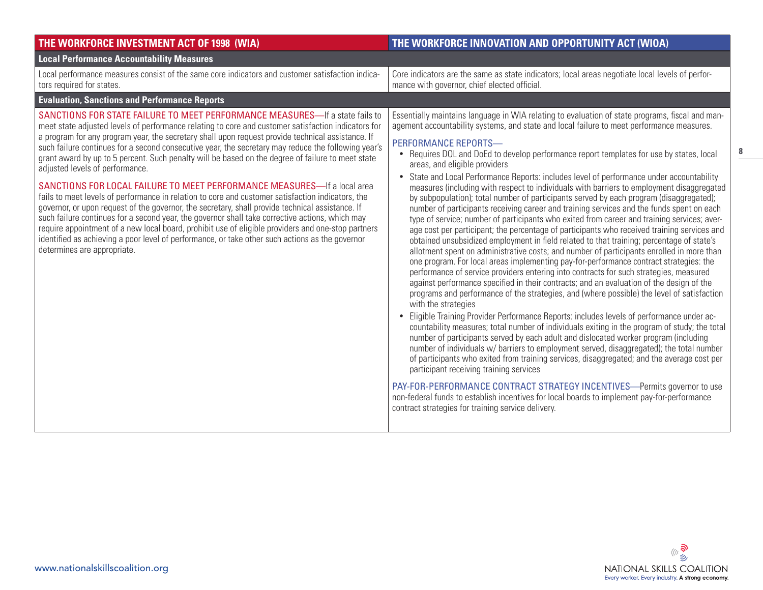| THE WORKFORCE INVESTMENT ACT OF 1998 (WIA) | THE WORKFORCE INNOVATION AND OPPORTUNITY ACT (WIOA) |
|---|---|
| **Local Performance Accountability Measures** | |
| Local performance measures consist of the same core indicators and customer satisfaction indicators required for states. | Core indicators are the same as state indicators; local areas negotiate local levels of performance with governor, chief elected official. |
| **Evaluation, Sanctions and Performance Reports** | |
| SANCTIONS FOR STATE FAILURE TO MEET PERFORMANCE MEASURES—If a state fails to meet state adjusted levels of performance relating to core and customer satisfaction indicators for a program for any program year, the secretary shall upon request provide technical assistance. If such failure continues for a second consecutive year, the secretary may reduce the following year's grant award by up to 5 percent. Such penalty will be based on the degree of failure to meet state adjusted levels of performance.<br><br>SANCTIONS FOR LOCAL FAILURE TO MEET PERFORMANCE MEASURES—If a local area fails to meet levels of performance in relation to core and customer satisfaction indicators, the governor, or upon request of the governor, the secretary, shall provide technical assistance. If such failure continues for a second year, the governor shall take corrective actions, which may require appointment of a new local board, prohibit use of eligible providers and one-stop partners identified as achieving a poor level of performance, or take other such actions as the governor determines are appropriate. | Essentially maintains language in WIA relating to evaluation of state programs, fiscal and management accountability systems, and state and local failure to meet performance measures.<br><br>PERFORMANCE REPORTS—<br>• Requires DOL and DoEd to develop performance report templates for use by states, local areas, and eligible providers<br>• State and Local Performance Reports: includes level of performance under accountability measures (including with respect to individuals with barriers to employment disaggregated by subpopulation); total number of participants served by each program (disaggregated); number of participants receiving career and training services and the funds spent on each type of service; number of participants who exited from career and training services; average cost per participant; the percentage of participants who received training services and obtained unsubsidized employment in field related to that training; percentage of state's allotment spent on administrative costs; and number of participants enrolled in more than one program. For local areas implementing pay-for-performance contract strategies: the performance of service providers entering into contracts for such strategies, measured against performance specified in their contracts; and an evaluation of the design of the programs and performance of the strategies, and (where possible) the level of satisfaction with the strategies<br>• Eligible Training Provider Performance Reports: includes levels of performance under accountability measures; total number of individuals exiting in the program of study; the total number of participants served by each adult and dislocated worker program (including number of individuals w/ barriers to employment served, disaggregated); the total number of participants who exited from training services, disaggregated; and the average cost per participant receiving training services<br><br>PAY-FOR-PERFORMANCE CONTRACT STRATEGY INCENTIVES—Permits governor to use non-federal funds to establish incentives for local boards to implement pay-for-performance contract strategies for training service delivery. |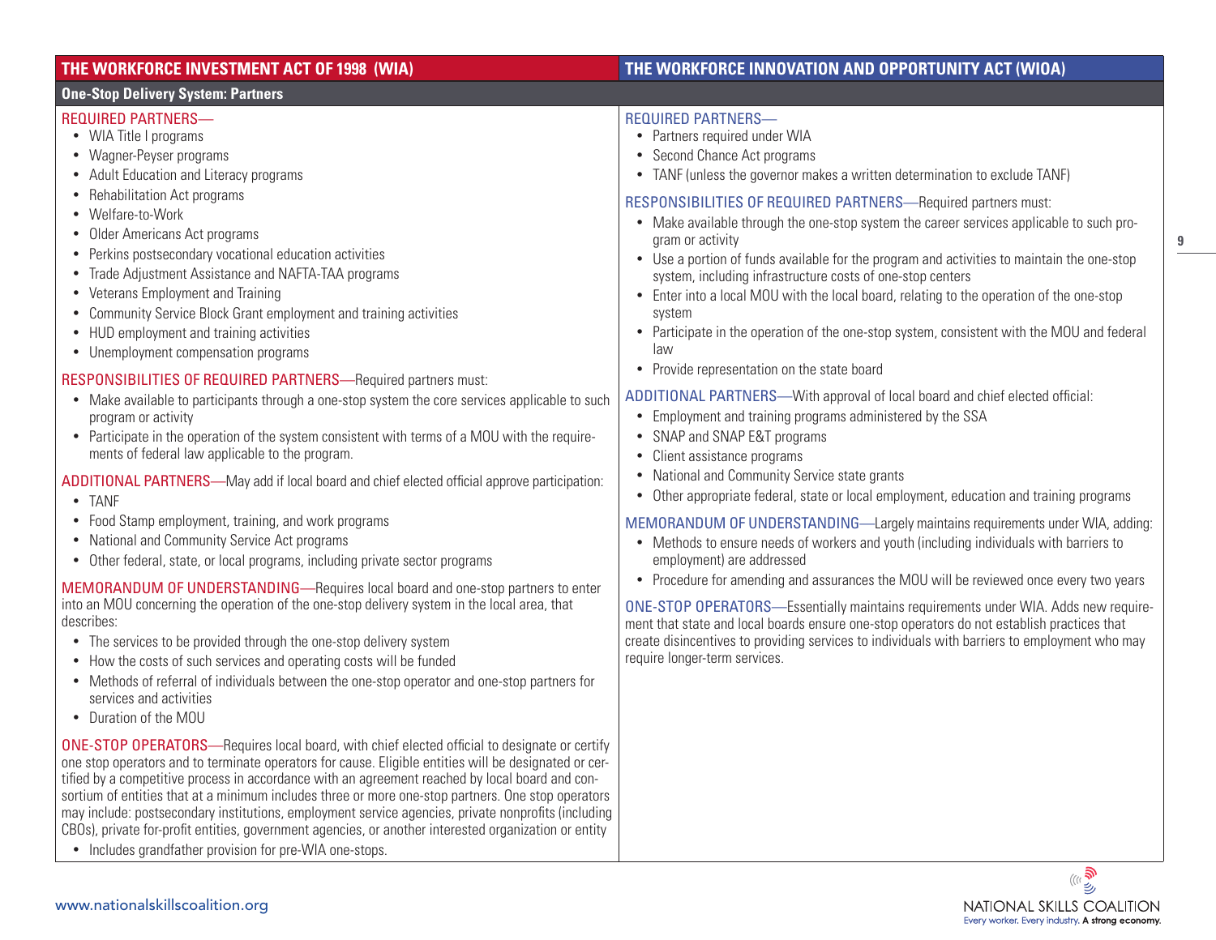| THE WORKFORCE INVESTMENT ACT OF 1998 (WIA) | THE WORKFORCE INNOVATION AND OPPORTUNITY ACT (WIOA) |
|---|---|
| **One-Stop Delivery System: Partners** | |
| REQUIRED PARTNERS—<br>• WIA Title I programs<br>• Wagner-Peyser programs<br>• Adult Education and Literacy programs<br>• Rehabilitation Act programs<br>• Welfare-to-Work<br>• Older Americans Act programs<br>• Perkins postsecondary vocational education activities<br>• Trade Adjustment Assistance and NAFTA-TAA programs<br>• Veterans Employment and Training<br>• Community Service Block Grant employment and training activities<br>• HUD employment and training activities<br>• Unemployment compensation programs | REQUIRED PARTNERS—<br>• Partners required under WIA<br>• Second Chance Act programs<br>• TANF (unless the governor makes a written determination to exclude TANF) |
| RESPONSIBILITIES OF REQUIRED PARTNERS—Required partners must:<br>• Make available to participants through a one-stop system the core services applicable to such program or activity<br>• Participate in the operation of the system consistent with terms of a MOU with the requirements of federal law applicable to the program. | RESPONSIBILITIES OF REQUIRED PARTNERS—Required partners must:<br>• Make available through the one-stop system the career services applicable to such program or activity<br>• Use a portion of funds available for the program and activities to maintain the one-stop system, including infrastructure costs of one-stop centers<br>• Enter into a local MOU with the local board, relating to the operation of the one-stop system<br>• Participate in the operation of the one-stop system, consistent with the MOU and federal law<br>• Provide representation on the state board |
| ADDITIONAL PARTNERS—May add if local board and chief elected official approve participation:<br>• TANF<br>• Food Stamp employment, training, and work programs<br>• National and Community Service Act programs<br>• Other federal, state, or local programs, including private sector programs | ADDITIONAL PARTNERS—With approval of local board and chief elected official:<br>• Employment and training programs administered by the SSA<br>• SNAP and SNAP E&T programs<br>• Client assistance programs<br>• National and Community Service state grants<br>• Other appropriate federal, state or local employment, education and training programs |
| MEMORANDUM OF UNDERSTANDING—Requires local board and one-stop partners to enter into an MOU concerning the operation of the one-stop delivery system in the local area, that describes:<br>• The services to be provided through the one-stop delivery system<br>• How the costs of such services and operating costs will be funded<br>• Methods of referral of individuals between the one-stop operator and one-stop partners for services and activities<br>• Duration of the MOU | MEMORANDUM OF UNDERSTANDING—Largely maintains requirements under WIA, adding:<br>• Methods to ensure needs of workers and youth (including individuals with barriers to employment) are addressed<br>• Procedure for amending and assurances the MOU will be reviewed once every two years |
| ONE-STOP OPERATORS—Requires local board, with chief elected official to designate or certify one stop operators and to terminate operators for cause. Eligible entities will be designated or certified by a competitive process in accordance with an agreement reached by local board and consortium of entities that at a minimum includes three or more one-stop partners. One stop operators may include: postsecondary institutions, employment service agencies, private nonprofits (including CBOs), private for-profit entities, government agencies, or another interested organization or entity<br>• Includes grandfather provision for pre-WIA one-stops. | ONE-STOP OPERATORS—Essentially maintains requirements under WIA. Adds new requirement that state and local boards ensure one-stop operators do not establish practices that create disincentives to providing services to individuals with barriers to employment who may require longer-term services. |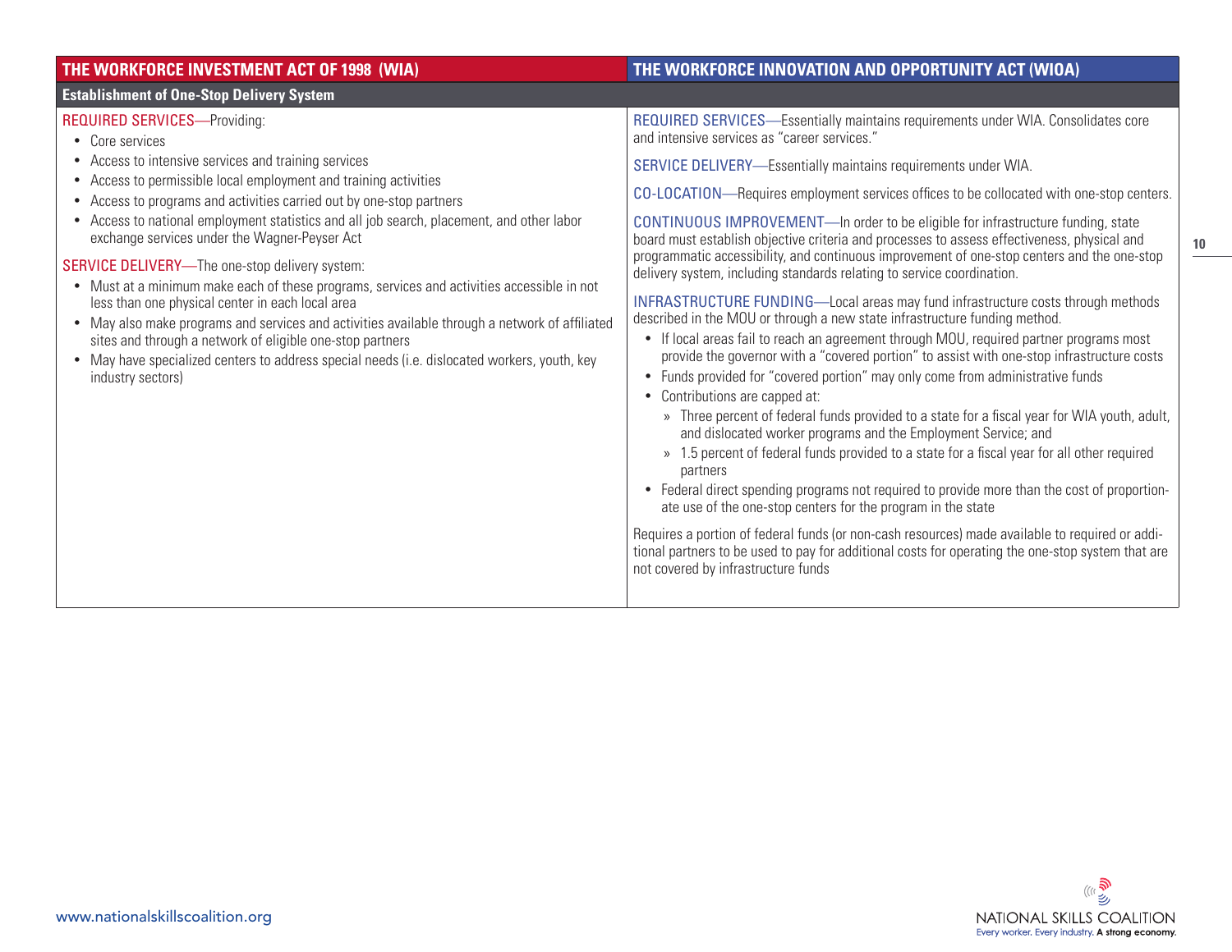| THE WORKFORCE INVESTMENT ACT OF 1998 (WIA) | THE WORKFORCE INNOVATION AND OPPORTUNITY ACT (WIOA) |
|---|---|
| **Establishment of One-Stop Delivery System** | |
| REQUIRED SERVICES—Providing:<br>• Core services<br>• Access to intensive services and training services<br>• Access to permissible local employment and training activities<br>• Access to programs and activities carried out by one-stop partners<br>• Access to national employment statistics and all job search, placement, and other labor exchange services under the Wagner-Peyser Act<br><br>SERVICE DELIVERY—The one-stop delivery system:<br>• Must at a minimum make each of these programs, services and activities accessible in not less than one physical center in each local area<br>• May also make programs and services and activities available through a network of affiliated sites and through a network of eligible one-stop partners<br>• May have specialized centers to address special needs (i.e. dislocated workers, youth, key industry sectors) | REQUIRED SERVICES—Essentially maintains requirements under WIA. Consolidates core and intensive services as "career services."<br><br>SERVICE DELIVERY—Essentially maintains requirements under WIA.<br><br>CO-LOCATION—Requires employment services offices to be collocated with one-stop centers.<br><br>CONTINUOUS IMPROVEMENT—In order to be eligible for infrastructure funding, state board must establish objective criteria and processes to assess effectiveness, physical and programmatic accessibility, and continuous improvement of one-stop centers and the one-stop delivery system, including standards relating to service coordination.<br><br>INFRASTRUCTURE FUNDING—Local areas may fund infrastructure costs through methods described in the MOU or through a new state infrastructure funding method.<br>• If local areas fail to reach an agreement through MOU, required partner programs most provide the governor with a "covered portion" to assist with one-stop infrastructure costs<br>• Funds provided for "covered portion" may only come from administrative funds<br>• Contributions are capped at:<br>» Three percent of federal funds provided to a state for a fiscal year for WIA youth, adult, and dislocated worker programs and the Employment Service; and<br>» 1.5 percent of federal funds provided to a state for a fiscal year for all other required partners<br>• Federal direct spending programs not required to provide more than the cost of proportionate use of the one-stop centers for the program in the state<br><br>Requires a portion of federal funds (or non-cash resources) made available to required or additional partners to be used to pay for additional costs for operating the one-stop system that are not covered by infrastructure funds |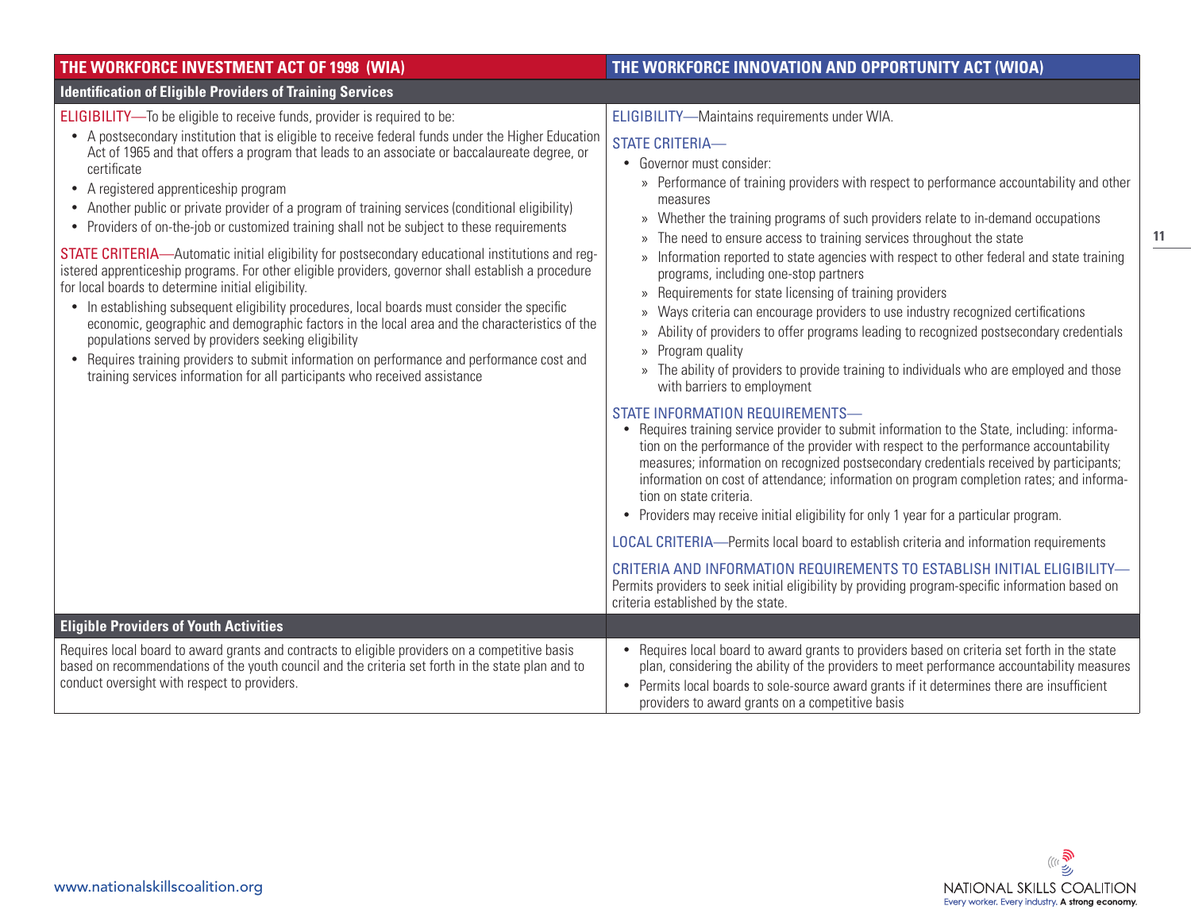| THE WORKFORCE INVESTMENT ACT OF 1998 (WIA) | THE WORKFORCE INNOVATION AND OPPORTUNITY ACT (WIOA) |
|---|---|
| **Identification of Eligible Providers of Training Services** | |
| ELIGIBILITY—To be eligible to receive funds, provider is required to be:<br>• A postsecondary institution that is eligible to receive federal funds under the Higher Education Act of 1965 and that offers a program that leads to an associate or baccalaureate degree, or certificate<br>• A registered apprenticeship program<br>• Another public or private provider of a program of training services (conditional eligibility)<br>• Providers of on-the-job or customized training shall not be subject to these requirements<br><br>STATE CRITERIA—Automatic initial eligibility for postsecondary educational institutions and registered apprenticeship programs. For other eligible providers, governor shall establish a procedure for local boards to determine initial eligibility.<br>• In establishing subsequent eligibility procedures, local boards must consider the specific economic, geographic and demographic factors in the local area and the characteristics of the populations served by providers seeking eligibility<br>• Requires training providers to submit information on performance and performance cost and training services information for all participants who received assistance | ELIGIBILITY—Maintains requirements under WIA.<br><br>STATE CRITERIA—<br>• Governor must consider:<br>» Performance of training providers with respect to performance accountability and other measures<br>» Whether the training programs of such providers relate to in-demand occupations<br>» The need to ensure access to training services throughout the state<br>» Information reported to state agencies with respect to other federal and state training programs, including one-stop partners<br>» Requirements for state licensing of training providers<br>» Ways criteria can encourage providers to use industry recognized certifications<br>» Ability of providers to offer programs leading to recognized postsecondary credentials<br>» Program quality<br>» The ability of providers to provide training to individuals who are employed and those with barriers to employment<br><br>STATE INFORMATION REQUIREMENTS—<br>• Requires training service provider to submit information to the State, including: information on the performance of the provider with respect to the performance accountability measures; information on recognized postsecondary credentials received by participants; information on cost of attendance; information on program completion rates; and information on state criteria.<br>• Providers may receive initial eligibility for only 1 year for a particular program.<br><br>LOCAL CRITERIA—Permits local board to establish criteria and information requirements<br><br>CRITERIA AND INFORMATION REQUIREMENTS TO ESTABLISH INITIAL ELIGIBILITY—Permits providers to seek initial eligibility by providing program-specific information based on criteria established by the state. |
| **Eligible Providers of Youth Activities** | |
| Requires local board to award grants and contracts to eligible providers on a competitive basis based on recommendations of the youth council and the criteria set forth in the state plan and to conduct oversight with respect to providers. | • Requires local board to award grants to providers based on criteria set forth in the state plan, considering the ability of the providers to meet performance accountability measures<br>• Permits local boards to sole-source award grants if it determines there are insufficient providers to award grants on a competitive basis |

www.nationalskillscoalition.org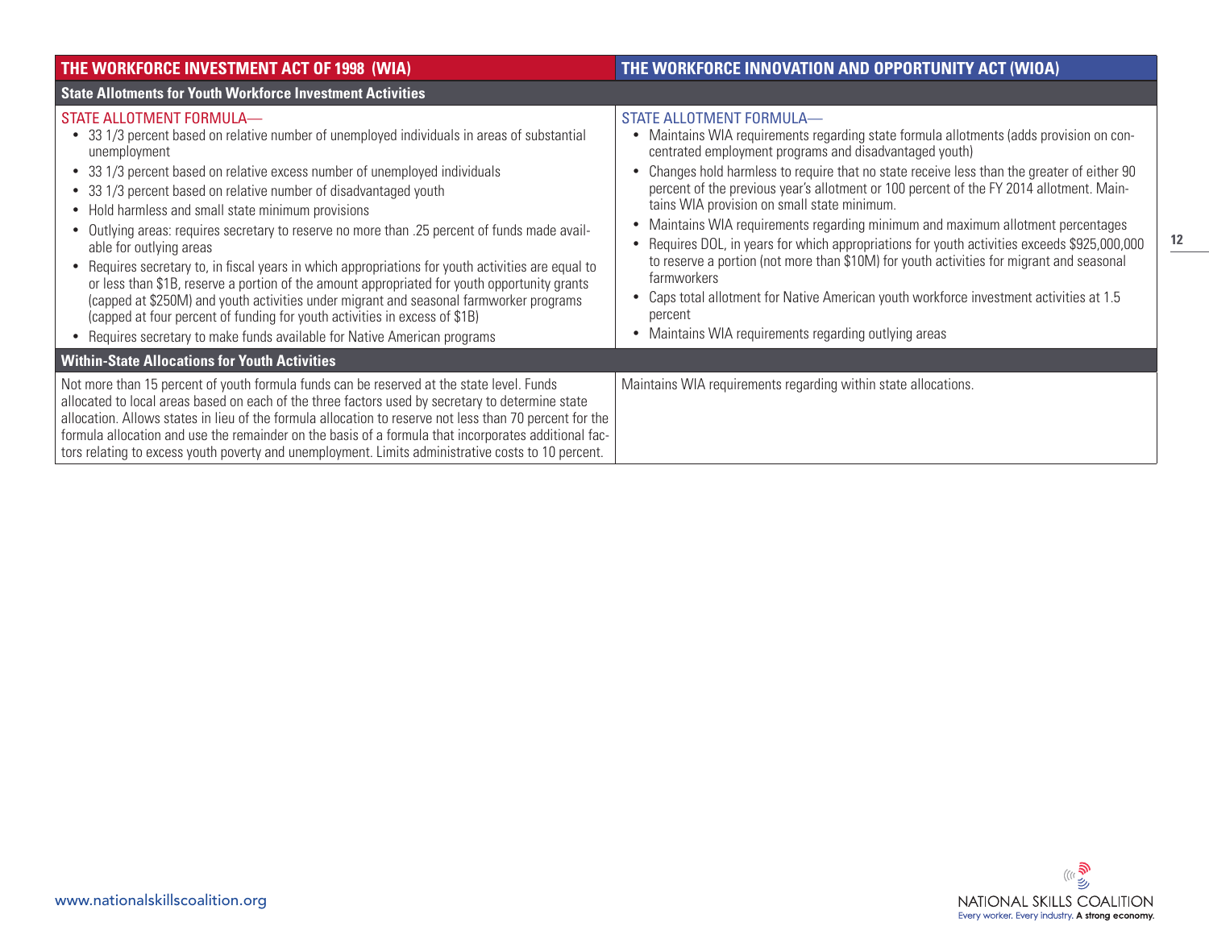| THE WORKFORCE INVESTMENT ACT OF 1998 (WIA) | THE WORKFORCE INNOVATION AND OPPORTUNITY ACT (WIOA) |
|---|---|
| **State Allotments for Youth Workforce Investment Activities** | |
| STATE ALLOTMENT FORMULA— <br>• 33 1/3 percent based on relative number of unemployed individuals in areas of substantial unemployment <br>• 33 1/3 percent based on relative excess number of unemployed individuals <br>• 33 1/3 percent based on relative number of disadvantaged youth <br>• Hold harmless and small state minimum provisions <br>• Outlying areas: requires secretary to reserve no more than .25 percent of funds made available for outlying areas <br>• Requires secretary to, in fiscal years in which appropriations for youth activities are equal to or less than $1B, reserve a portion of the amount appropriated for youth opportunity grants (capped at $250M) and youth activities under migrant and seasonal farmworker programs (capped at four percent of funding for youth activities in excess of $1B) <br>• Requires secretary to make funds available for Native American programs | STATE ALLOTMENT FORMULA— <br>• Maintains WIA requirements regarding state formula allotments (adds provision on concentrated employment programs and disadvantaged youth) <br>• Changes hold harmless to require that no state receive less than the greater of either 90 percent of the previous year's allotment or 100 percent of the FY 2014 allotment. Maintains WIA provision on small state minimum. <br>• Maintains WIA requirements regarding minimum and maximum allotment percentages <br>• Requires DOL, in years for which appropriations for youth activities exceeds $925,000,000 to reserve a portion (not more than $10M) for youth activities for migrant and seasonal farmworkers <br>• Caps total allotment for Native American youth workforce investment activities at 1.5 percent <br>• Maintains WIA requirements regarding outlying areas |
| **Within-State Allocations for Youth Activities** | |
| Not more than 15 percent of youth formula funds can be reserved at the state level. Funds allocated to local areas based on each of the three factors used by secretary to determine state allocation. Allows states in lieu of the formula allocation to reserve not less than 70 percent for the formula allocation and use the remainder on the basis of a formula that incorporates additional factors relating to excess youth poverty and unemployment. Limits administrative costs to 10 percent. | Maintains WIA requirements regarding within state allocations. |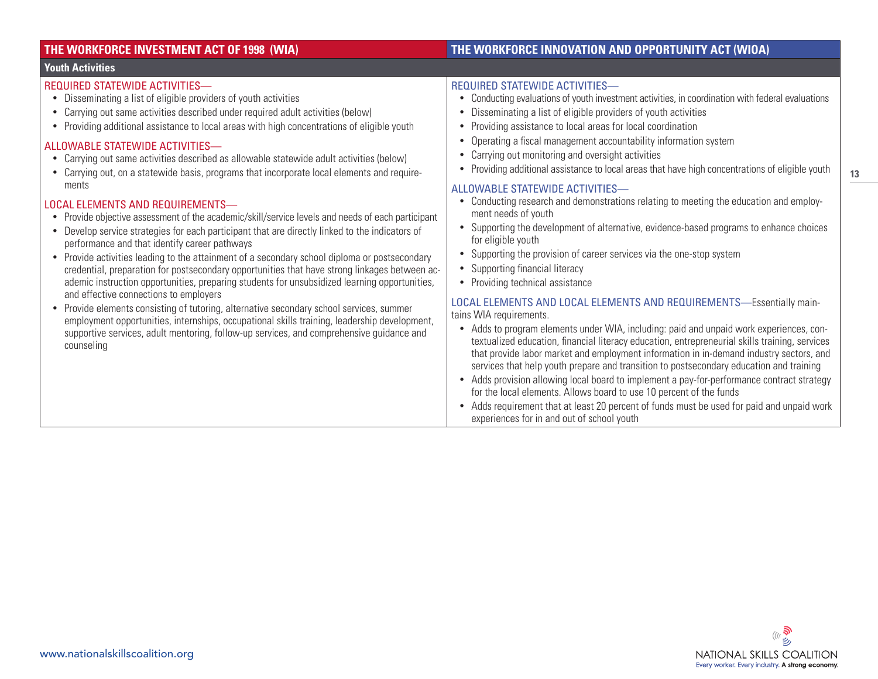| THE WORKFORCE INVESTMENT ACT OF 1998 (WIA) | THE WORKFORCE INNOVATION AND OPPORTUNITY ACT (WIOA) |
|---|---|
| **Youth Activities** | |
| REQUIRED STATEWIDE ACTIVITIES—<br>• Disseminating a list of eligible providers of youth activities<br>• Carrying out same activities described under required adult activities (below)<br>• Providing additional assistance to local areas with high concentrations of eligible youth<br><br>ALLOWABLE STATEWIDE ACTIVITIES—<br>• Carrying out same activities described as allowable statewide adult activities (below)<br>• Carrying out, on a statewide basis, programs that incorporate local elements and requirements<br><br>LOCAL ELEMENTS AND REQUIREMENTS—<br>• Provide objective assessment of the academic/skill/service levels and needs of each participant<br>• Develop service strategies for each participant that are directly linked to the indicators of performance and that identify career pathways<br>• Provide activities leading to the attainment of a secondary school diploma or postsecondary credential, preparation for postsecondary opportunities that have strong linkages between academic instruction opportunities, preparing students for unsubsidized learning opportunities, and effective connections to employers<br>• Provide elements consisting of tutoring, alternative secondary school services, summer employment opportunities, internships, occupational skills training, leadership development, supportive services, adult mentoring, follow-up services, and comprehensive guidance and counseling | REQUIRED STATEWIDE ACTIVITIES—<br>• Conducting evaluations of youth investment activities, in coordination with federal evaluations<br>• Disseminating a list of eligible providers of youth activities<br>• Providing assistance to local areas for local coordination<br>• Operating a fiscal management accountability information system<br>• Carrying out monitoring and oversight activities<br>• Providing additional assistance to local areas that have high concentrations of eligible youth<br><br>ALLOWABLE STATEWIDE ACTIVITIES—<br>• Conducting research and demonstrations relating to meeting the education and employment needs of youth<br>• Supporting the development of alternative, evidence-based programs to enhance choices for eligible youth<br>• Supporting the provision of career services via the one-stop system<br>• Supporting financial literacy<br>• Providing technical assistance<br><br>LOCAL ELEMENTS AND LOCAL ELEMENTS AND REQUIREMENTS—Essentially maintains WIA requirements.<br>• Adds to program elements under WIA, including: paid and unpaid work experiences, contextualized education, financial literacy education, entrepreneurial skills training, services that provide labor market and employment information in in-demand industry sectors, and services that help youth prepare and transition to postsecondary education and training<br>• Adds provision allowing local board to implement a pay-for-performance contract strategy for the local elements. Allows board to use 10 percent of the funds<br>• Adds requirement that at least 20 percent of funds must be used for paid and unpaid work experiences for in and out of school youth |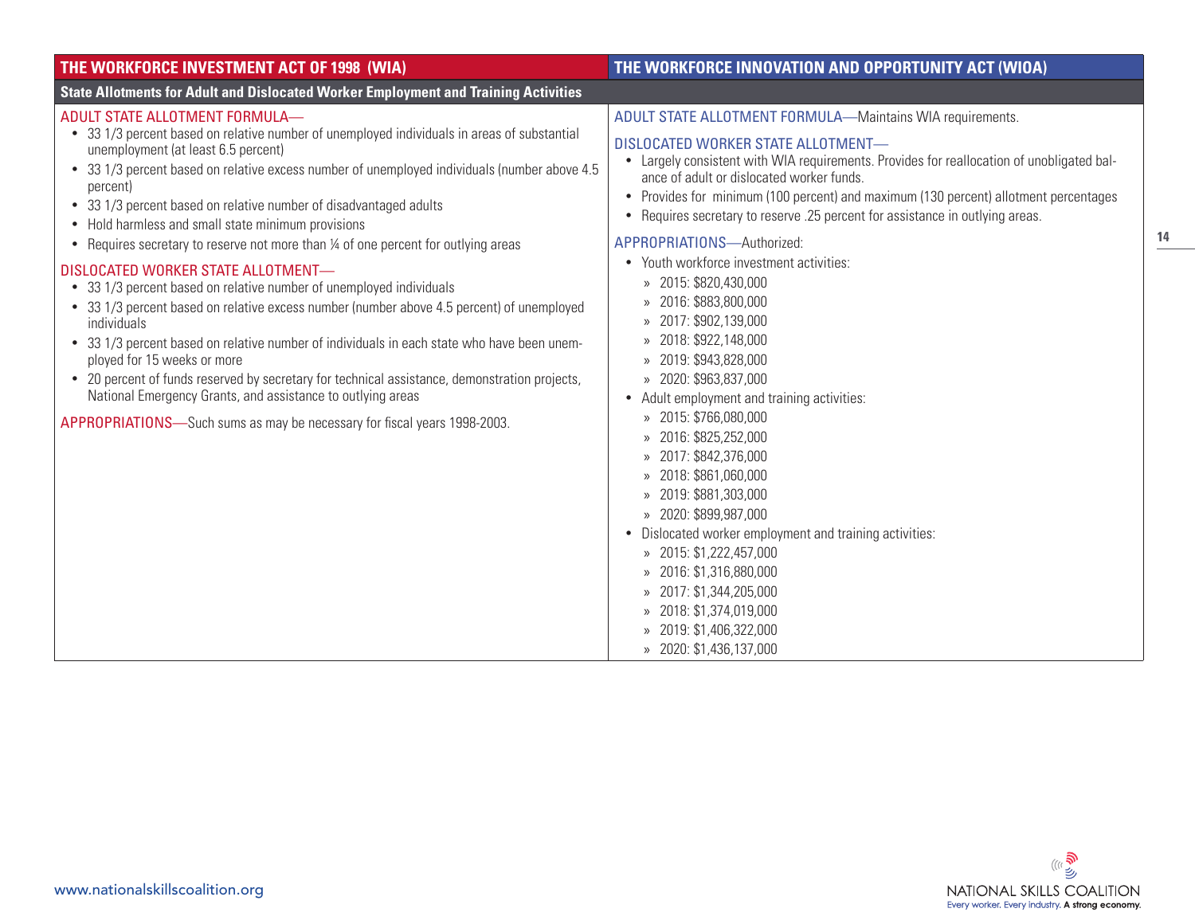| THE WORKFORCE INVESTMENT ACT OF 1998 (WIA) | THE WORKFORCE INNOVATION AND OPPORTUNITY ACT (WIOA) |
|---|---|
| **State Allotments for Adult and Dislocated Worker Employment and Training Activities** | |
| ADULT STATE ALLOTMENT FORMULA—<br>• 33 1/3 percent based on relative number of unemployed individuals in areas of substantial unemployment (at least 6.5 percent)<br>• 33 1/3 percent based on relative excess number of unemployed individuals (number above 4.5 percent)<br>• 33 1/3 percent based on relative number of disadvantaged adults<br>• Hold harmless and small state minimum provisions<br>• Requires secretary to reserve not more than ¼ of one percent for outlying areas<br><br>DISLOCATED WORKER STATE ALLOTMENT—<br>• 33 1/3 percent based on relative number of unemployed individuals<br>• 33 1/3 percent based on relative excess number (number above 4.5 percent) of unemployed individuals<br>• 33 1/3 percent based on relative number of individuals in each state who have been unemployed for 15 weeks or more<br>• 20 percent of funds reserved by secretary for technical assistance, demonstration projects, National Emergency Grants, and assistance to outlying areas<br><br>APPROPRIATIONS—Such sums as may be necessary for fiscal years 1998-2003. | ADULT STATE ALLOTMENT FORMULA—Maintains WIA requirements.<br><br>DISLOCATED WORKER STATE ALLOTMENT—<br>• Largely consistent with WIA requirements. Provides for reallocation of unobligated balance of adult or dislocated worker funds.<br>• Provides for minimum (100 percent) and maximum (130 percent) allotment percentages<br>• Requires secretary to reserve .25 percent for assistance in outlying areas.<br><br>APPROPRIATIONS—Authorized:<br>• Youth workforce investment activities:<br>» 2015: $820,430,000<br>» 2016: $883,800,000<br>» 2017: $902,139,000<br>» 2018: $922,148,000<br>» 2019: $943,828,000<br>» 2020: $963,837,000<br>• Adult employment and training activities:<br>» 2015: $766,080,000<br>» 2016: $825,252,000<br>» 2017: $842,376,000<br>» 2018: $861,060,000<br>» 2019: $881,303,000<br>» 2020: $899,987,000<br>• Dislocated worker employment and training activities:<br>» 2015: $1,222,457,000<br>» 2016: $1,316,880,000<br>» 2017: $1,344,205,000<br>» 2018: $1,374,019,000<br>» 2019: $1,406,322,000<br>» 2020: $1,436,137,000 |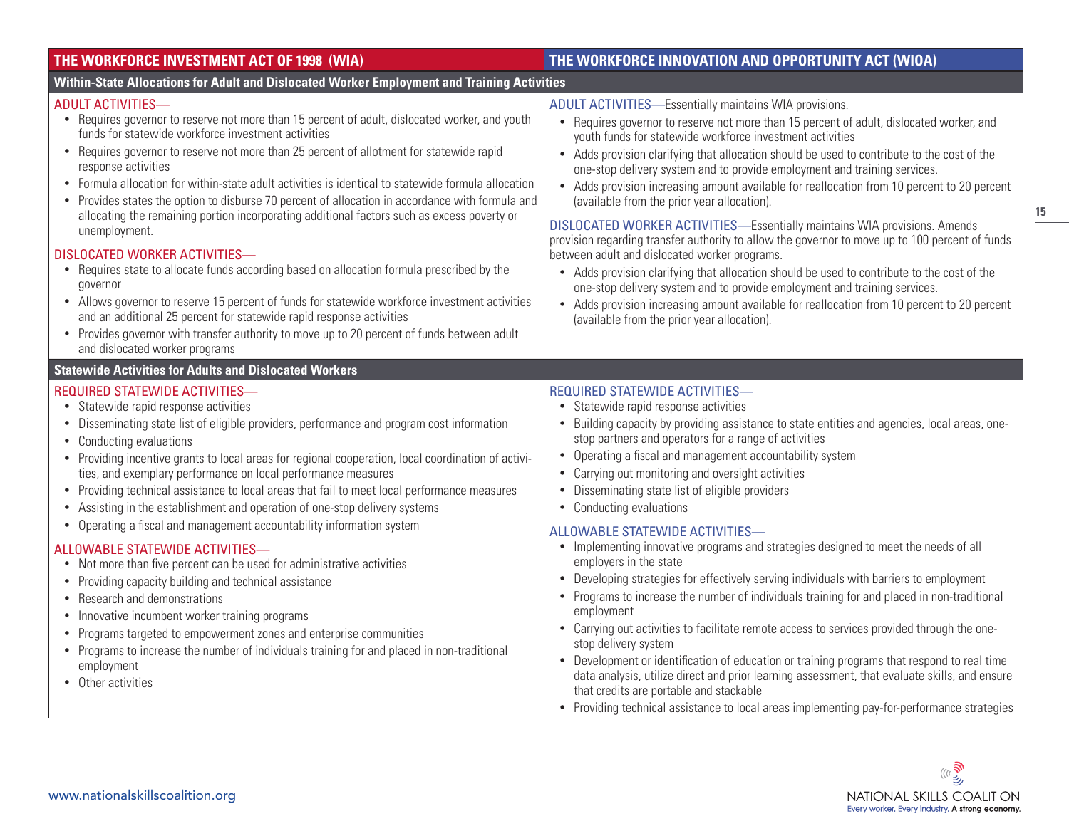| THE WORKFORCE INVESTMENT ACT OF 1998 (WIA) | THE WORKFORCE INNOVATION AND OPPORTUNITY ACT (WIOA) |
|---|---|
| **Within-State Allocations for Adult and Dislocated Worker Employment and Training Activities** | |
| ADULT ACTIVITIES—<br>• Requires governor to reserve not more than 15 percent of adult, dislocated worker, and youth funds for statewide workforce investment activities<br>• Requires governor to reserve not more than 25 percent of allotment for statewide rapid response activities<br>• Formula allocation for within-state adult activities is identical to statewide formula allocation<br>• Provides states the option to disburse 70 percent of allocation in accordance with formula and allocating the remaining portion incorporating additional factors such as excess poverty or unemployment.<br><br>DISLOCATED WORKER ACTIVITIES—<br>• Requires state to allocate funds according based on allocation formula prescribed by the governor<br>• Allows governor to reserve 15 percent of funds for statewide workforce investment activities and an additional 25 percent for statewide rapid response activities<br>• Provides governor with transfer authority to move up to 20 percent of funds between adult and dislocated worker programs | ADULT ACTIVITIES—Essentially maintains WIA provisions.<br>• Requires governor to reserve not more than 15 percent of adult, dislocated worker, and youth funds for statewide workforce investment activities<br>• Adds provision clarifying that allocation should be used to contribute to the cost of the one-stop delivery system and to provide employment and training services.<br>• Adds provision increasing amount available for reallocation from 10 percent to 20 percent (available from the prior year allocation).<br><br>DISLOCATED WORKER ACTIVITIES—Essentially maintains WIA provisions. Amends provision regarding transfer authority to allow the governor to move up to 100 percent of funds between adult and dislocated worker programs.<br>• Adds provision clarifying that allocation should be used to contribute to the cost of the one-stop delivery system and to provide employment and training services.<br>• Adds provision increasing amount available for reallocation from 10 percent to 20 percent (available from the prior year allocation). |
| **Statewide Activities for Adults and Dislocated Workers** | |
| REQUIRED STATEWIDE ACTIVITIES—<br>• Statewide rapid response activities<br>• Disseminating state list of eligible providers, performance and program cost information<br>• Conducting evaluations<br>• Providing incentive grants to local areas for regional cooperation, local coordination of activities, and exemplary performance on local performance measures<br>• Providing technical assistance to local areas that fail to meet local performance measures<br>• Assisting in the establishment and operation of one-stop delivery systems<br>• Operating a fiscal and management accountability information system<br><br>ALLOWABLE STATEWIDE ACTIVITIES—<br>• Not more than five percent can be used for administrative activities<br>• Providing capacity building and technical assistance<br>• Research and demonstrations<br>• Innovative incumbent worker training programs<br>• Programs targeted to empowerment zones and enterprise communities<br>• Programs to increase the number of individuals training for and placed in non-traditional employment<br>• Other activities | REQUIRED STATEWIDE ACTIVITIES—<br>• Statewide rapid response activities<br>• Building capacity by providing assistance to state entities and agencies, local areas, one-stop partners and operators for a range of activities<br>• Operating a fiscal and management accountability system<br>• Carrying out monitoring and oversight activities<br>• Disseminating state list of eligible providers<br>• Conducting evaluations<br><br>ALLOWABLE STATEWIDE ACTIVITIES—<br>• Implementing innovative programs and strategies designed to meet the needs of all employers in the state<br>• Developing strategies for effectively serving individuals with barriers to employment<br>• Programs to increase the number of individuals training for and placed in non-traditional employment<br>• Carrying out activities to facilitate remote access to services provided through the one-stop delivery system<br>• Development or identification of education or training programs that respond to real time data analysis, utilize direct and prior learning assessment, that evaluate skills, and ensure that credits are portable and stackable<br>• Providing technical assistance to local areas implementing pay-for-performance strategies |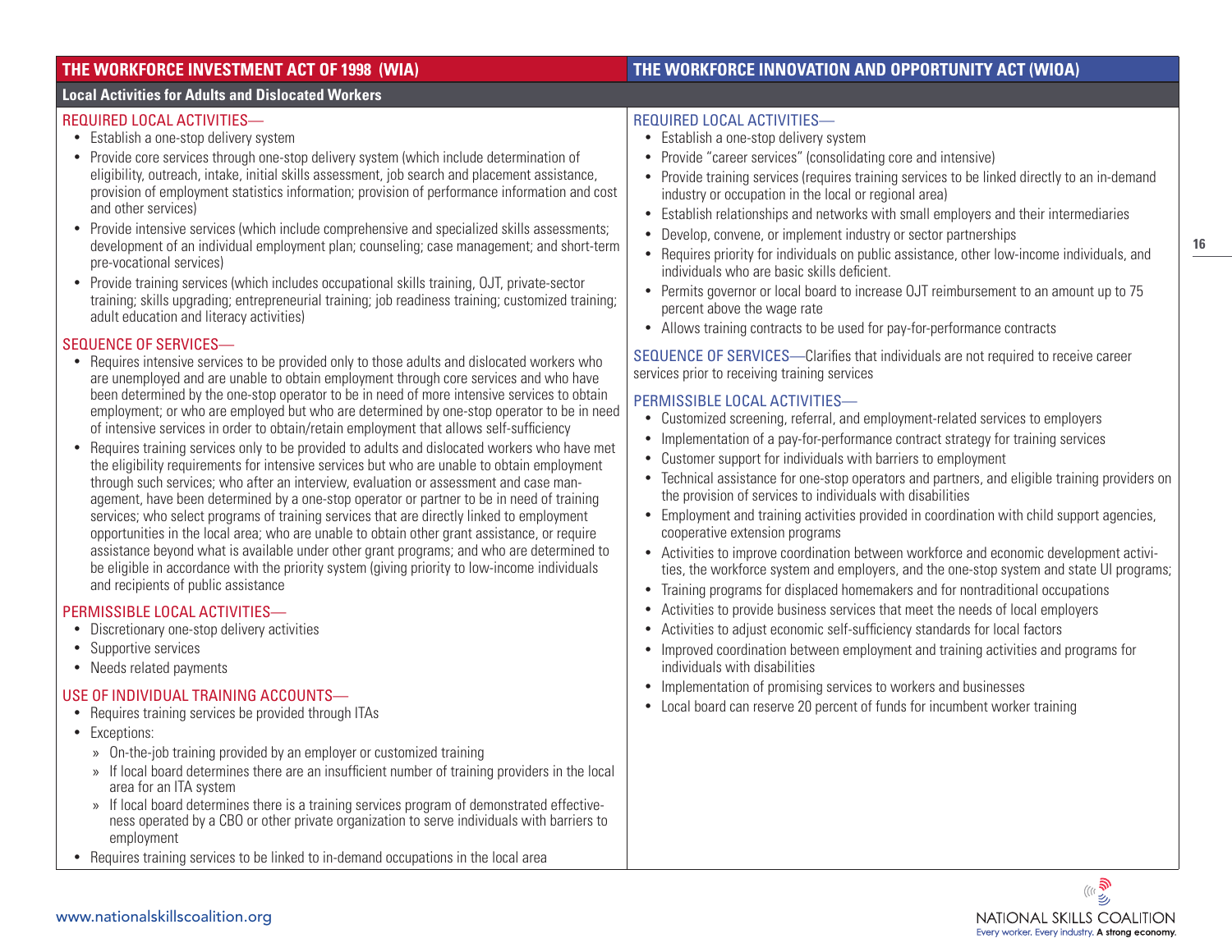| THE WORKFORCE INVESTMENT ACT OF 1998 (WIA) | THE WORKFORCE INNOVATION AND OPPORTUNITY ACT (WIOA) |
|---|---|
| **Local Activities for Adults and Dislocated Workers** | |
| REQUIRED LOCAL ACTIVITIES—<br>• Establish a one-stop delivery system<br>• Provide core services through one-stop delivery system (which include determination of eligibility, outreach, intake, initial skills assessment, job search and placement assistance, provision of employment statistics information; provision of performance information and cost and other services)<br>• Provide intensive services (which include comprehensive and specialized skills assessments; development of an individual employment plan; counseling; case management; and short-term pre-vocational services)<br>• Provide training services (which includes occupational skills training, OJT, private-sector training; skills upgrading; entrepreneurial training; job readiness training; customized training; adult education and literacy activities)<br><br>SEQUENCE OF SERVICES—<br>• Requires intensive services to be provided only to those adults and dislocated workers who are unemployed and are unable to obtain employment through core services and who have been determined by the one-stop operator to be in need of more intensive services to obtain employment; or who are employed but who are determined by one-stop operator to be in need of intensive services in order to obtain/retain employment that allows self-sufficiency<br>• Requires training services only to be provided to adults and dislocated workers who have met the eligibility requirements for intensive services but who are unable to obtain employment through such services; who after an interview, evaluation or assessment and case management, have been determined by a one-stop operator or partner to be in need of training services; who select programs of training services that are directly linked to employment opportunities in the local area; who are unable to obtain other grant assistance, or require assistance beyond what is available under other grant programs; and who are determined to be eligible in accordance with the priority system (giving priority to low-income individuals and recipients of public assistance<br><br>PERMISSIBLE LOCAL ACTIVITIES—<br>• Discretionary one-stop delivery activities<br>• Supportive services<br>• Needs related payments<br><br>USE OF INDIVIDUAL TRAINING ACCOUNTS—<br>• Requires training services be provided through ITAs<br>• Exceptions:<br>» On-the-job training provided by an employer or customized training<br>» If local board determines there are an insufficient number of training providers in the local area for an ITA system<br>» If local board determines there is a training services program of demonstrated effectiveness operated by a CBO or other private organization to serve individuals with barriers to employment<br>• Requires training services to be linked to in-demand occupations in the local area | REQUIRED LOCAL ACTIVITIES—<br>• Establish a one-stop delivery system<br>• Provide "career services" (consolidating core and intensive)<br>• Provide training services (requires training services to be linked directly to an in-demand industry or occupation in the local or regional area)<br>• Establish relationships and networks with small employers and their intermediaries<br>• Develop, convene, or implement industry or sector partnerships<br>• Requires priority for individuals on public assistance, other low-income individuals, and individuals who are basic skills deficient.<br>• Permits governor or local board to increase OJT reimbursement to an amount up to 75 percent above the wage rate<br>• Allows training contracts to be used for pay-for-performance contracts<br><br>SEQUENCE OF SERVICES—Clarifies that individuals are not required to receive career services prior to receiving training services<br><br>PERMISSIBLE LOCAL ACTIVITIES—<br>• Customized screening, referral, and employment-related services to employers<br>• Implementation of a pay-for-performance contract strategy for training services<br>• Customer support for individuals with barriers to employment<br>• Technical assistance for one-stop operators and partners, and eligible training providers on the provision of services to individuals with disabilities<br>• Employment and training activities provided in coordination with child support agencies, cooperative extension programs<br>• Activities to improve coordination between workforce and economic development activities, the workforce system and employers, and the one-stop system and state UI programs;<br>• Training programs for displaced homemakers and for nontraditional occupations<br>• Activities to provide business services that meet the needs of local employers<br>• Activities to adjust economic self-sufficiency standards for local factors<br>• Improved coordination between employment and training activities and programs for individuals with disabilities<br>• Implementation of promising services to workers and businesses<br>• Local board can reserve 20 percent of funds for incumbent worker training |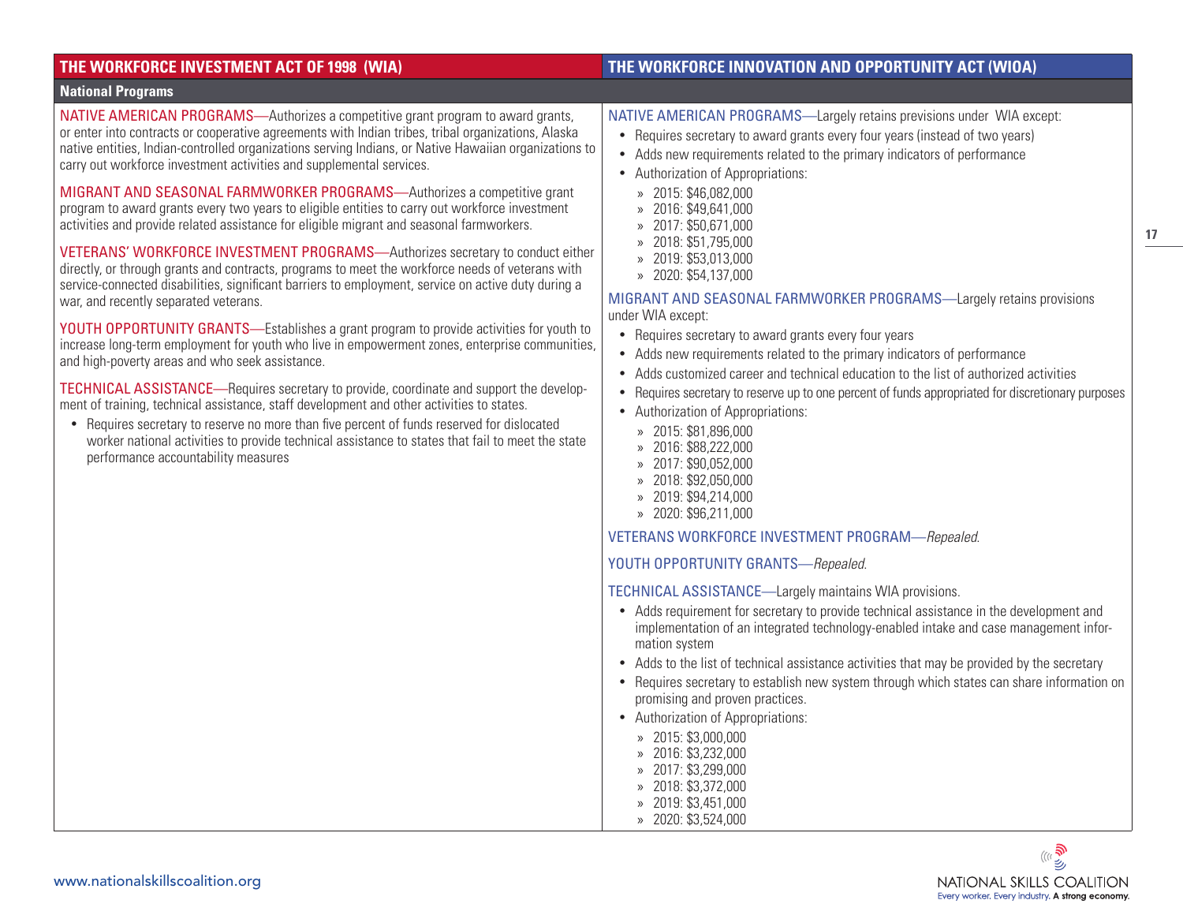| THE WORKFORCE INVESTMENT ACT OF 1998 (WIA) | THE WORKFORCE INNOVATION AND OPPORTUNITY ACT (WIOA) |
|---|---|
| **National Programs** | |
| NATIVE AMERICAN PROGRAMS—Authorizes a competitive grant program to award grants, or enter into contracts or cooperative agreements with Indian tribes, tribal organizations, Alaska native entities, Indian-controlled organizations serving Indians, or Native Hawaiian organizations to carry out workforce investment activities and supplemental services.<br><br>MIGRANT AND SEASONAL FARMWORKER PROGRAMS—Authorizes a competitive grant program to award grants every two years to eligible entities to carry out workforce investment activities and provide related assistance for eligible migrant and seasonal farmworkers.<br><br>VETERANS' WORKFORCE INVESTMENT PROGRAMS—Authorizes secretary to conduct either directly, or through grants and contracts, programs to meet the workforce needs of veterans with service-connected disabilities, significant barriers to employment, service on active duty during a war, and recently separated veterans.<br><br>YOUTH OPPORTUNITY GRANTS—Establishes a grant program to provide activities for youth to increase long-term employment for youth who live in empowerment zones, enterprise communities, and high-poverty areas and who seek assistance.<br><br>TECHNICAL ASSISTANCE—Requires secretary to provide, coordinate and support the development of training, technical assistance, staff development and other activities to states.<br>• Requires secretary to reserve no more than five percent of funds reserved for dislocated worker national activities to provide technical assistance to states that fail to meet the state performance accountability measures | NATIVE AMERICAN PROGRAMS—Largely retains previsions under WIA except:<br>• Requires secretary to award grants every four years (instead of two years)<br>• Adds new requirements related to the primary indicators of performance<br>• Authorization of Appropriations:<br>» 2015: $46,082,000<br>» 2016: $49,641,000<br>» 2017: $50,671,000<br>» 2018: $51,795,000<br>» 2019: $53,013,000<br>» 2020: $54,137,000<br><br>MIGRANT AND SEASONAL FARMWORKER PROGRAMS—Largely retains provisions under WIA except:<br>• Requires secretary to award grants every four years<br>• Adds new requirements related to the primary indicators of performance<br>• Adds customized career and technical education to the list of authorized activities<br>• Requires secretary to reserve up to one percent of funds appropriated for discretionary purposes<br>• Authorization of Appropriations:<br>» 2015: $81,896,000<br>» 2016: $88,222,000<br>» 2017: $90,052,000<br>» 2018: $92,050,000<br>» 2019: $94,214,000<br>» 2020: $96,211,000<br><br>VETERANS WORKFORCE INVESTMENT PROGRAM—*Repealed.*<br><br>YOUTH OPPORTUNITY GRANTS—*Repealed.*<br><br>TECHNICAL ASSISTANCE—Largely maintains WIA provisions.<br>• Adds requirement for secretary to provide technical assistance in the development and implementation of an integrated technology-enabled intake and case management information system<br>• Adds to the list of technical assistance activities that may be provided by the secretary<br>• Requires secretary to establish new system through which states can share information on promising and proven practices.<br>• Authorization of Appropriations:<br>» 2015: $3,000,000<br>» 2016: $3,232,000<br>» 2017: $3,299,000<br>» 2018: $3,372,000<br>» 2019: $3,451,000<br>» 2020: $3,524,000 |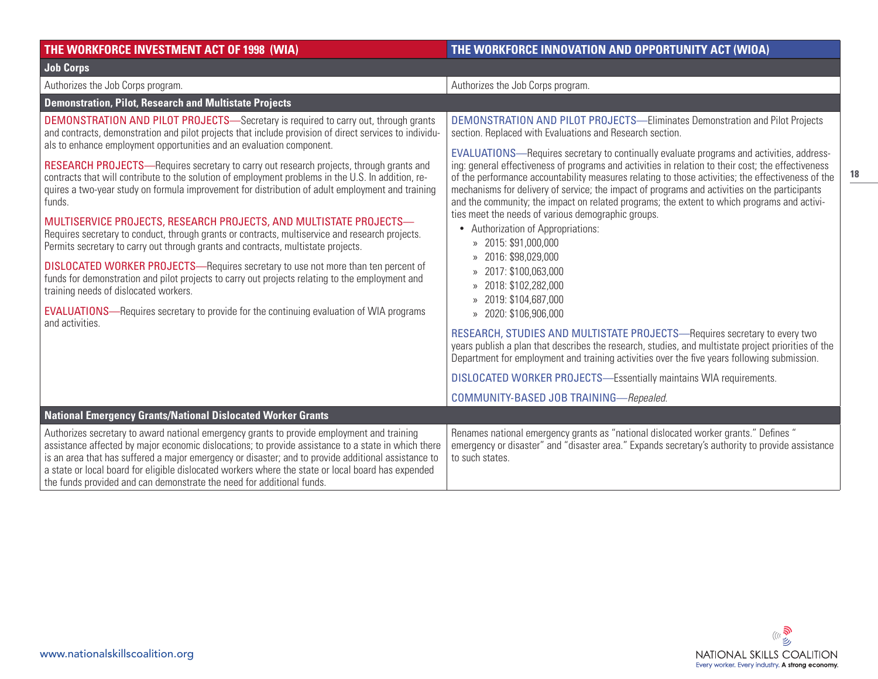| THE WORKFORCE INVESTMENT ACT OF 1998 (WIA) | THE WORKFORCE INNOVATION AND OPPORTUNITY ACT (WIOA) |
|---|---|
| **Job Corps** | |
| Authorizes the Job Corps program. | Authorizes the Job Corps program. |
| **Demonstration, Pilot, Research and Multistate Projects** | |
| DEMONSTRATION AND PILOT PROJECTS—Secretary is required to carry out, through grants and contracts, demonstration and pilot projects that include provision of direct services to individuals to enhance employment opportunities and an evaluation component.<br><br>RESEARCH PROJECTS—Requires secretary to carry out research projects, through grants and contracts that will contribute to the solution of employment problems in the U.S. In addition, requires a two-year study on formula improvement for distribution of adult employment and training funds.<br><br>MULTISERVICE PROJECTS, RESEARCH PROJECTS, AND MULTISTATE PROJECTS—Requires secretary to conduct, through grants or contracts, multiservice and research projects. Permits secretary to carry out through grants and contracts, multistate projects.<br><br>DISLOCATED WORKER PROJECTS—Requires secretary to use not more than ten percent of funds for demonstration and pilot projects to carry out projects relating to the employment and training needs of dislocated workers.<br><br>EVALUATIONS—Requires secretary to provide for the continuing evaluation of WIA programs and activities. | DEMONSTRATION AND PILOT PROJECTS—Eliminates Demonstration and Pilot Projects section. Replaced with Evaluations and Research section.<br><br>EVALUATIONS—Requires secretary to continually evaluate programs and activities, addressing: general effectiveness of programs and activities in relation to their cost; the effectiveness of the performance accountability measures relating to those activities; the effectiveness of the mechanisms for delivery of service; the impact of programs and activities on the participants and the community; the impact on related programs; the extent to which programs and activities meet the needs of various demographic groups.<br>• Authorization of Appropriations:<br>» 2015: $91,000,000<br>» 2016: $98,029,000<br>» 2017: $100,063,000<br>» 2018: $102,282,000<br>» 2019: $104,687,000<br>» 2020: $106,906,000<br><br>RESEARCH, STUDIES AND MULTISTATE PROJECTS—Requires secretary to every two years publish a plan that describes the research, studies, and multistate project priorities of the Department for employment and training activities over the five years following submission.<br><br>DISLOCATED WORKER PROJECTS—Essentially maintains WIA requirements.<br><br>COMMUNITY-BASED JOB TRAINING—*Repealed*. |
| **National Emergency Grants/National Dislocated Worker Grants** | |
| Authorizes secretary to award national emergency grants to provide employment and training assistance affected by major economic dislocations; to provide assistance to a state in which there is an area that has suffered a major emergency or disaster; and to provide additional assistance to a state or local board for eligible dislocated workers where the state or local board has expended the funds provided and can demonstrate the need for additional funds. | Renames national emergency grants as "national dislocated worker grants." Defines "emergency or disaster" and "disaster area." Expands secretary's authority to provide assistance to such states. |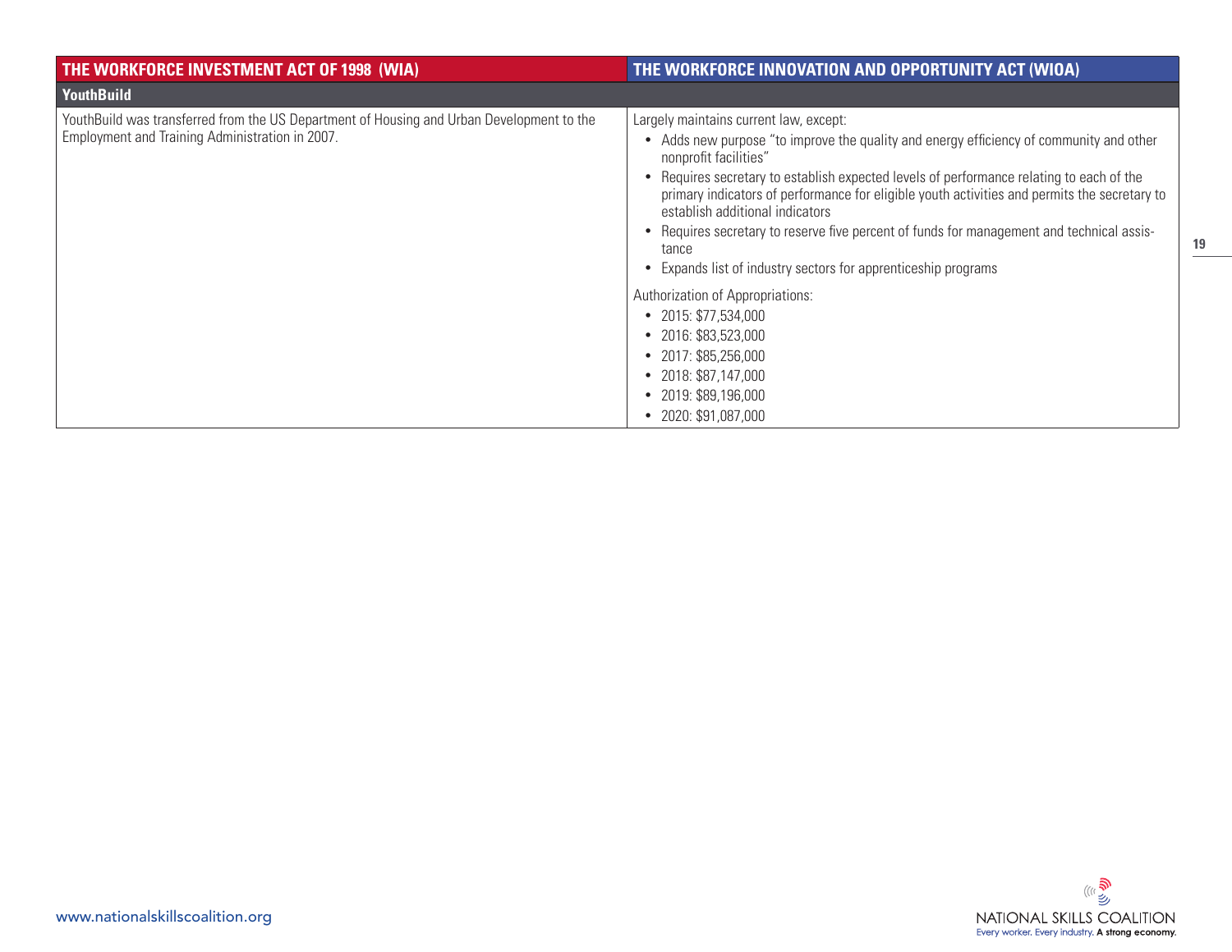| THE WORKFORCE INVESTMENT ACT OF 1998 (WIA) | THE WORKFORCE INNOVATION AND OPPORTUNITY ACT (WIOA) |
|---|---|
| **YouthBuild** | |
| YouthBuild was transferred from the US Department of Housing and Urban Development to the Employment and Training Administration in 2007. | Largely maintains current law, except:<br>• Adds new purpose "to improve the quality and energy efficiency of community and other nonprofit facilities"<br>• Requires secretary to establish expected levels of performance relating to each of the primary indicators of performance for eligible youth activities and permits the secretary to establish additional indicators<br>• Requires secretary to reserve five percent of funds for management and technical assistance<br>• Expands list of industry sectors for apprenticeship programs<br><br>Authorization of Appropriations:<br>• 2015: $77,534,000<br>• 2016: $83,523,000<br>• 2017: $85,256,000<br>• 2018: $87,147,000<br>• 2019: $89,196,000<br>• 2020: $91,087,000 |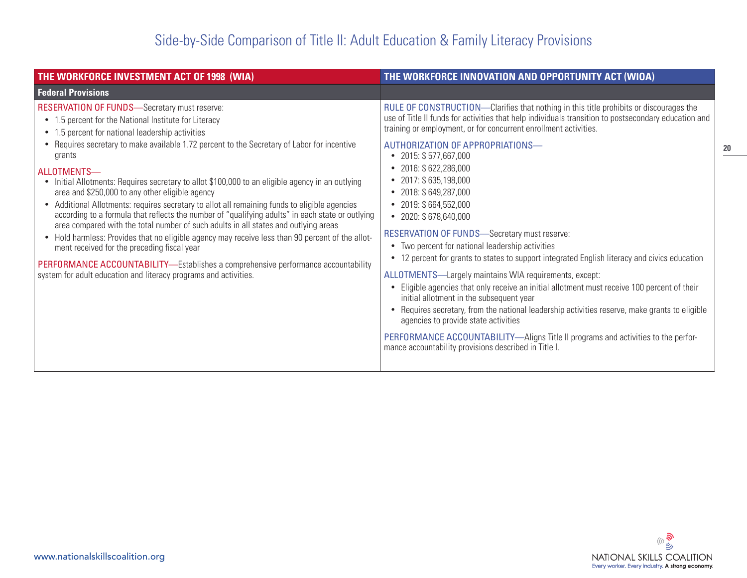# Side-by-Side Comparison of Title II: Adult Education & Family Literacy Provisions

| THE WORKFORCE INVESTMENT ACT OF 1998 (WIA) | THE WORKFORCE INNOVATION AND OPPORTUNITY ACT (WIOA) |
| --- | --- |
| **Federal Provisions** | |
| RESERVATION OF FUNDS—Secretary must reserve:<br>• 1.5 percent for the National Institute for Literacy<br>• 1.5 percent for national leadership activities<br>• Requires secretary to make available 1.72 percent to the Secretary of Labor for incentive grants<br><br>ALLOTMENTS—<br>• Initial Allotments: Requires secretary to allot $100,000 to an eligible agency in an outlying area and $250,000 to any other eligible agency<br>• Additional Allotments: requires secretary to allot all remaining funds to eligible agencies according to a formula that reflects the number of "qualifying adults" in each state or outlying area compared with the total number of such adults in all states and outlying areas<br>• Hold harmless: Provides that no eligible agency may receive less than 90 percent of the allotment received for the preceding fiscal year<br><br>PERFORMANCE ACCOUNTABILITY—Establishes a comprehensive performance accountability system for adult education and literacy programs and activities. | RULE OF CONSTRUCTION—Clarifies that nothing in this title prohibits or discourages the use of Title II funds for activities that help individuals transition to postsecondary education and training or employment, or for concurrent enrollment activities.<br><br>AUTHORIZATION OF APPROPRIATIONS—<br>• 2015: $ 577,667,000<br>• 2016: $ 622,286,000<br>• 2017: $ 635,198,000<br>• 2018: $ 649,287,000<br>• 2019: $ 664,552,000<br>• 2020: $ 678,640,000<br><br>RESERVATION OF FUNDS—Secretary must reserve:<br>• Two percent for national leadership activities<br>• 12 percent for grants to states to support integrated English literacy and civics education<br><br>ALLOTMENTS—Largely maintains WIA requirements, except:<br>• Eligible agencies that only receive an initial allotment must receive 100 percent of their initial allotment in the subsequent year<br>• Requires secretary, from the national leadership activities reserve, make grants to eligible agencies to provide state activities<br><br>PERFORMANCE ACCOUNTABILITY—Aligns Title II programs and activities to the performance accountability provisions described in Title I. |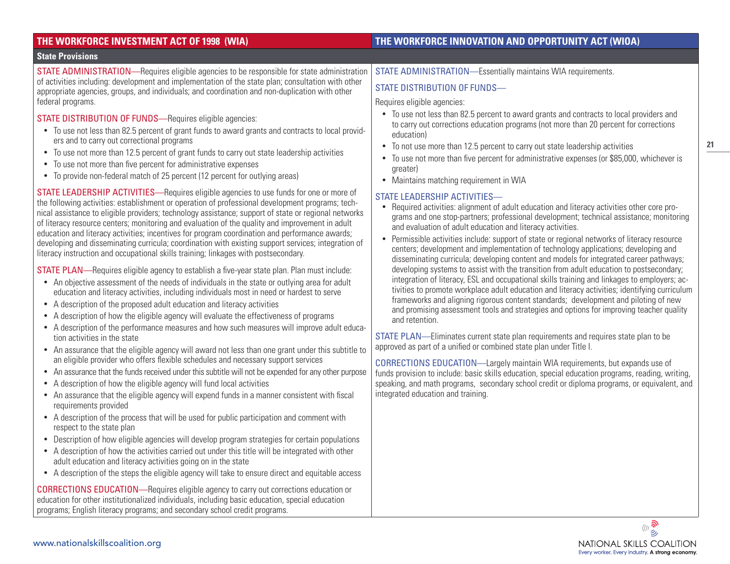| THE WORKFORCE INVESTMENT ACT OF 1998 (WIA) | THE WORKFORCE INNOVATION AND OPPORTUNITY ACT (WIOA) |
|---|---|
| **State Provisions** | |
| STATE ADMINISTRATION—Requires eligible agencies to be responsible for state administration of activities including: development and implementation of the state plan; consultation with other appropriate agencies, groups, and individuals; and coordination and non-duplication with other federal programs. | STATE ADMINISTRATION—Essentially maintains WIA requirements. |
| STATE DISTRIBUTION OF FUNDS—Requires eligible agencies:<br>• To use not less than 82.5 percent of grant funds to award grants and contracts to local providers and to carry out correctional programs<br>• To use not more than 12.5 percent of grant funds to carry out state leadership activities<br>• To use not more than five percent for administrative expenses<br>• To provide non-federal match of 25 percent (12 percent for outlying areas) | STATE DISTRIBUTION OF FUNDS—<br>Requires eligible agencies:<br>• To use not less than 82.5 percent to award grants and contracts to local providers and to carry out corrections education programs (not more than 20 percent for corrections education)<br>• To not use more than 12.5 percent to carry out state leadership activities<br>• To use not more than five percent for administrative expenses (or $85,000, whichever is greater)<br>• Maintains matching requirement in WIA |
| STATE LEADERSHIP ACTIVITIES—Requires eligible agencies to use funds for one or more of the following activities: establishment or operation of professional development programs; technical assistance to eligible providers; technology assistance; support of state or regional networks of literacy resource centers; monitoring and evaluation of the quality and improvement in adult education and literacy activities; incentives for program coordination and performance awards; developing and disseminating curricula; coordination with existing support services; integration of literacy instruction and occupational skills training; linkages with postsecondary. | STATE LEADERSHIP ACTIVITIES—<br>• Required activities: alignment of adult education and literacy activities other core programs and one stop-partners; professional development; technical assistance; monitoring and evaluation of adult education and literacy activities.<br>• Permissible activities include: support of state or regional networks of literacy resource centers; development and implementation of technology applications; developing and disseminating curricula; developing content and models for integrated career pathways; developing systems to assist with the transition from adult education to postsecondary; integration of literacy, ESL and occupational skills training and linkages to employers; activities to promote workplace adult education and literacy activities; identifying curriculum frameworks and aligning rigorous content standards; development and piloting of new and promising assessment tools and strategies and options for improving teacher quality and retention. |
| STATE PLAN—Requires eligible agency to establish a five-year state plan. Plan must include:<br>• An objective assessment of the needs of individuals in the state or outlying area for adult education and literacy activities, including individuals most in need or hardest to serve<br>• A description of the proposed adult education and literacy activities<br>• A description of how the eligible agency will evaluate the effectiveness of programs<br>• A description of the performance measures and how such measures will improve adult education activities in the state<br>• An assurance that the eligible agency will award not less than one grant under this subtitle to an eligible provider who offers flexible schedules and necessary support services<br>• An assurance that the funds received under this subtitle will not be expended for any other purpose<br>• A description of how the eligible agency will fund local activities<br>• An assurance that the eligible agency will expend funds in a manner consistent with fiscal requirements provided<br>• A description of the process that will be used for public participation and comment with respect to the state plan<br>• Description of how eligible agencies will develop program strategies for certain populations<br>• A description of how the activities carried out under this title will be integrated with other adult education and literacy activities going on in the state<br>• A description of the steps the eligible agency will take to ensure direct and equitable access | STATE PLAN—Eliminates current state plan requirements and requires state plan to be approved as part of a unified or combined state plan under Title I. |
| CORRECTIONS EDUCATION—Requires eligible agency to carry out corrections education or education for other institutionalized individuals, including basic education, special education programs; English literacy programs; and secondary school credit programs. | CORRECTIONS EDUCATION—Largely maintain WIA requirements, but expands use of funds provision to include: basic skills education, special education programs, reading, writing, speaking, and math programs, secondary school credit or diploma programs, or equivalent, and integrated education and training. |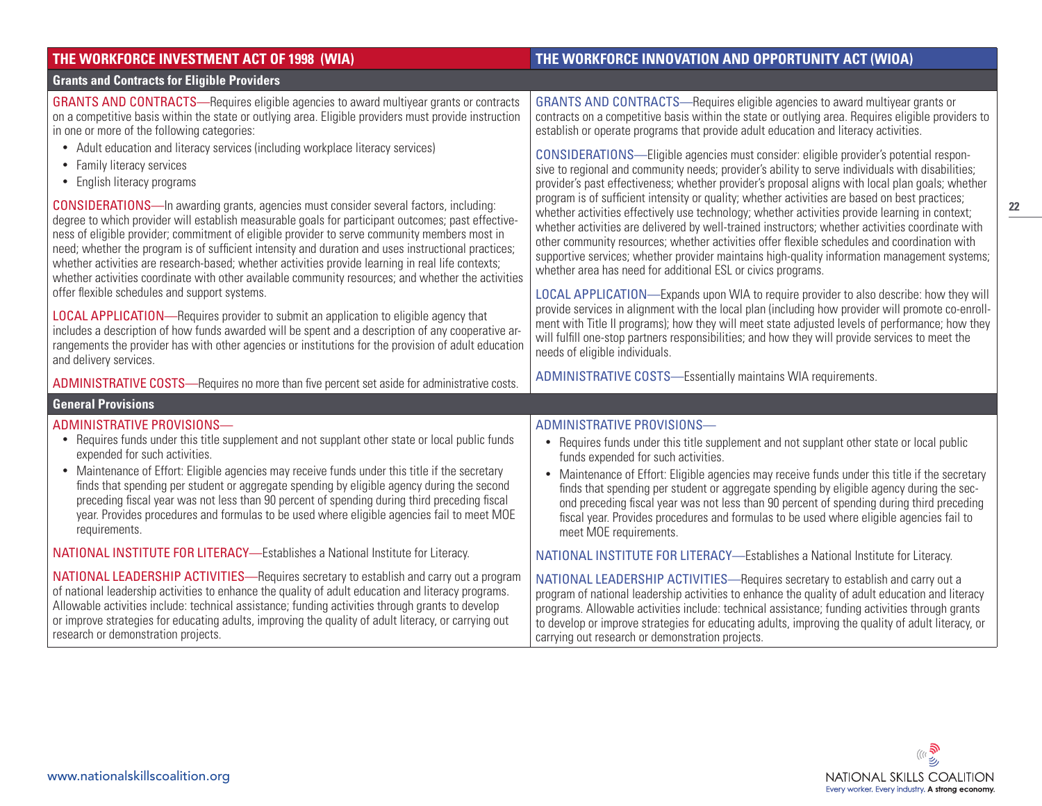| THE WORKFORCE INVESTMENT ACT OF 1998 (WIA) | THE WORKFORCE INNOVATION AND OPPORTUNITY ACT (WIOA) |
|---|---|
| **Grants and Contracts for Eligible Providers** | |
| GRANTS AND CONTRACTS—Requires eligible agencies to award multiyear grants or contracts on a competitive basis within the state or outlying area. Eligible providers must provide instruction in one or more of the following categories:<br>• Adult education and literacy services (including workplace literacy services)<br>• Family literacy services<br>• English literacy programs | GRANTS AND CONTRACTS—Requires eligible agencies to award multiyear grants or contracts on a competitive basis within the state or outlying area. Requires eligible providers to establish or operate programs that provide adult education and literacy activities. |
| CONSIDERATIONS—In awarding grants, agencies must consider several factors, including: degree to which provider will establish measurable goals for participant outcomes; past effectiveness of eligible provider; commitment of eligible provider to serve community members most in need; whether the program is of sufficient intensity and duration and uses instructional practices; whether activities are research-based; whether activities provide learning in real life contexts; whether activities coordinate with other available community resources; and whether the activities offer flexible schedules and support systems. | CONSIDERATIONS—Eligible agencies must consider: eligible provider's potential responsive to regional and community needs; provider's ability to serve individuals with disabilities; provider's past effectiveness; whether provider's proposal aligns with local plan goals; whether program is of sufficient intensity or quality; whether activities are based on best practices; whether activities effectively use technology; whether activities provide learning in context; whether activities are delivered by well-trained instructors; whether activities coordinate with other community resources; whether activities offer flexible schedules and coordination with supportive services; whether provider maintains high-quality information management systems; whether area has need for additional ESL or civics programs. |
| LOCAL APPLICATION—Requires provider to submit an application to eligible agency that includes a description of how funds awarded will be spent and a description of any cooperative arrangements the provider has with other agencies or institutions for the provision of adult education and delivery services. | LOCAL APPLICATION—Expands upon WIA to require provider to also describe: how they will provide services in alignment with the local plan (including how provider will promote co-enrollment with Title II programs); how they will meet state adjusted levels of performance; how they will fulfill one-stop partners responsibilities; and how they will provide services to meet the needs of eligible individuals. |
| ADMINISTRATIVE COSTS—Requires no more than five percent set aside for administrative costs. | ADMINISTRATIVE COSTS—Essentially maintains WIA requirements. |
| **General Provisions** | |
| ADMINISTRATIVE PROVISIONS—<br>• Requires funds under this title supplement and not supplant other state or local public funds expended for such activities.<br>• Maintenance of Effort: Eligible agencies may receive funds under this title if the secretary finds that spending per student or aggregate spending by eligible agency during the second preceding fiscal year was not less than 90 percent of spending during third preceding fiscal year. Provides procedures and formulas to be used where eligible agencies fail to meet MOE requirements. | ADMINISTRATIVE PROVISIONS—<br>• Requires funds under this title supplement and not supplant other state or local public funds expended for such activities.<br>• Maintenance of Effort: Eligible agencies may receive funds under this title if the secretary finds that spending per student or aggregate spending by eligible agency during the second preceding fiscal year was not less than 90 percent of spending during third preceding fiscal year. Provides procedures and formulas to be used where eligible agencies fail to meet MOE requirements. |
| NATIONAL INSTITUTE FOR LITERACY—Establishes a National Institute for Literacy. | NATIONAL INSTITUTE FOR LITERACY—Establishes a National Institute for Literacy. |
| NATIONAL LEADERSHIP ACTIVITIES—Requires secretary to establish and carry out a program of national leadership activities to enhance the quality of adult education and literacy programs. Allowable activities include: technical assistance; funding activities through grants to develop or improve strategies for educating adults, improving the quality of adult literacy, or carrying out research or demonstration projects. | NATIONAL LEADERSHIP ACTIVITIES—Requires secretary to establish and carry out a program of national leadership activities to enhance the quality of adult education and literacy programs. Allowable activities include: technical assistance; funding activities through grants to develop or improve strategies for educating adults, improving the quality of adult literacy, or carrying out research or demonstration projects. |

www.nationalskillscoalition.org

NATIONAL SKILLS COALITION
Every worker. Every industry. A strong economy.